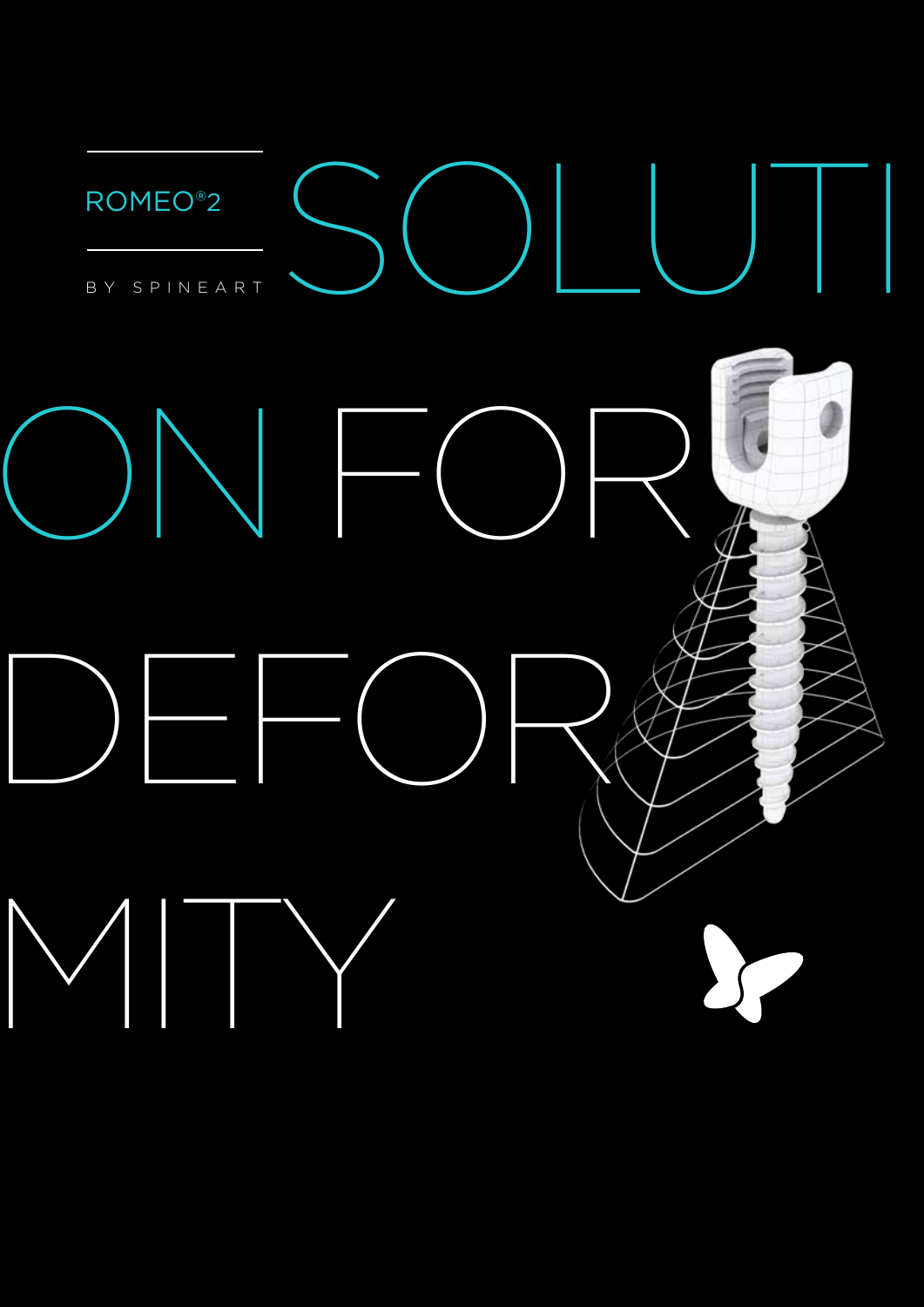ROMEO®2

BY SPINEART

# SOLUTION FOR DEFORMITY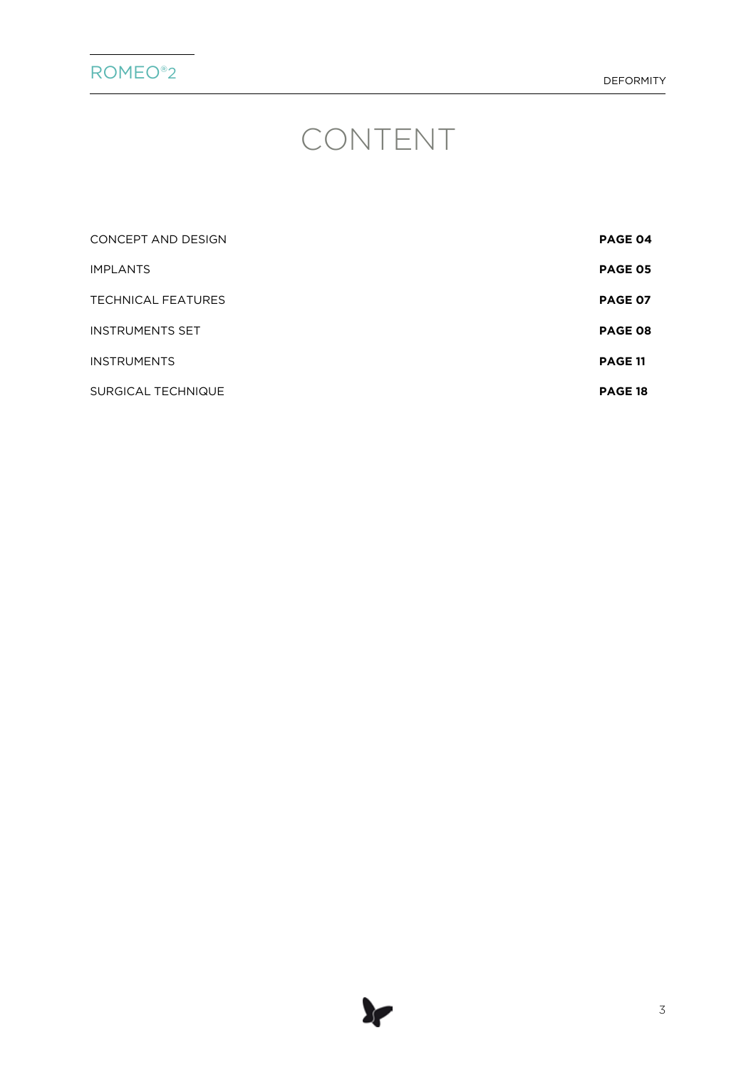# CONTENT

| | |
|---|---|
| CONCEPT AND DESIGN | **PAGE 04** |
| IMPLANTS | **PAGE 05** |
| TECHNICAL FEATURES | **PAGE 07** |
| INSTRUMENTS SET | **PAGE 08** |
| INSTRUMENTS | **PAGE 11** |
| SURGICAL TECHNIQUE | **PAGE 18** |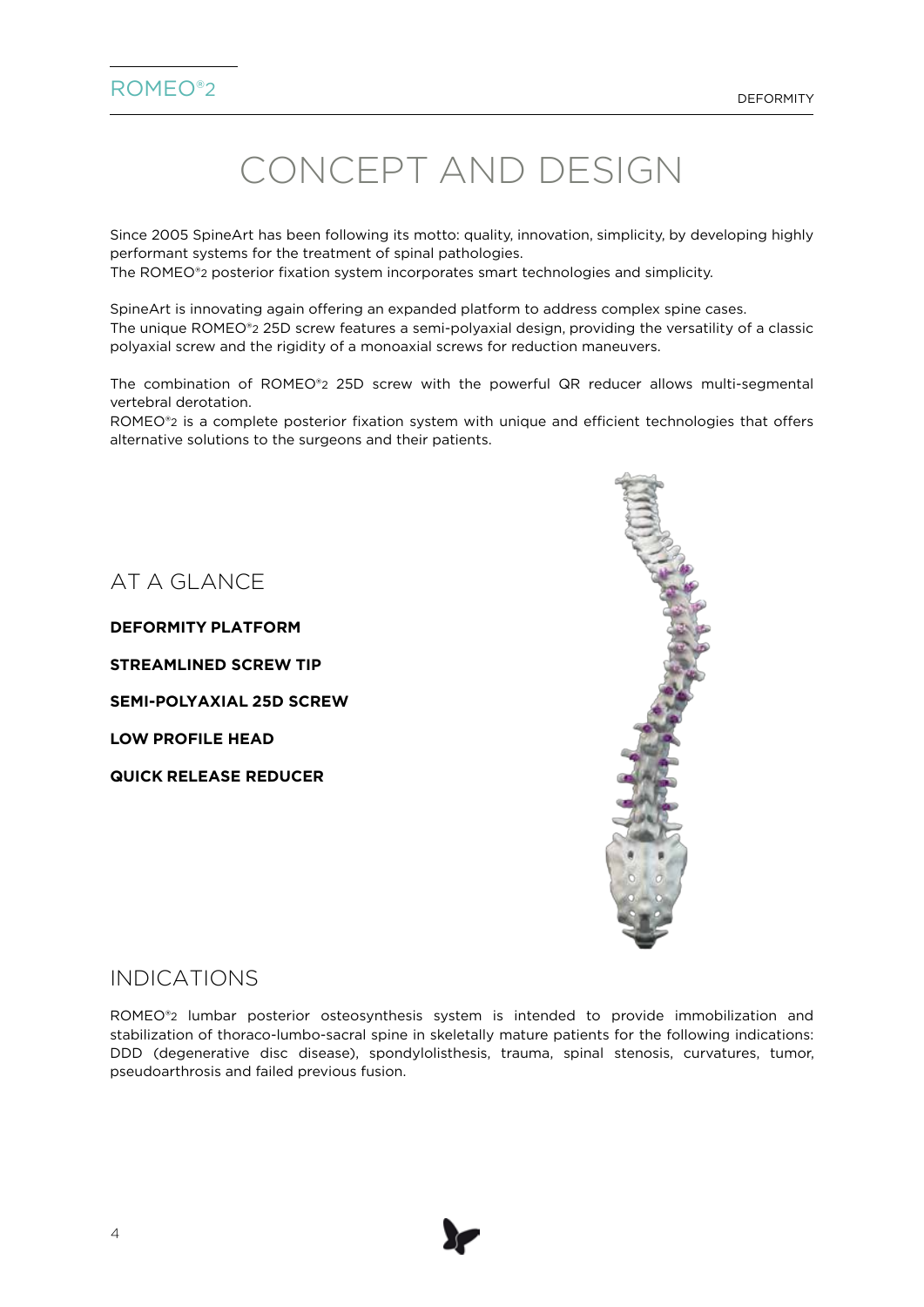# CONCEPT AND DESIGN

Since 2005 SpineArt has been following its motto: quality, innovation, simplicity, by developing highly performant systems for the treatment of spinal pathologies.
The ROMEO®2 posterior fixation system incorporates smart technologies and simplicity.

SpineArt is innovating again offering an expanded platform to address complex spine cases.
The unique ROMEO®2 25D screw features a semi-polyaxial design, providing the versatility of a classic polyaxial screw and the rigidity of a monoaxial screws for reduction maneuvers.

The combination of ROMEO®2 25D screw with the powerful QR reducer allows multi-segmental vertebral derotation.
ROMEO®2 is a complete posterior fixation system with unique and efficient technologies that offers alternative solutions to the surgeons and their patients.

## AT A GLANCE

**DEFORMITY PLATFORM**

**STREAMLINED SCREW TIP**

**SEMI-POLYAXIAL 25D SCREW**

**LOW PROFILE HEAD**

**QUICK RELEASE REDUCER**

## INDICATIONS

ROMEO®2 lumbar posterior osteosynthesis system is intended to provide immobilization and stabilization of thoraco-lumbo-sacral spine in skeletally mature patients for the following indications: DDD (degenerative disc disease), spondylolisthesis, trauma, spinal stenosis, curvatures, tumor, pseudoarthrosis and failed previous fusion.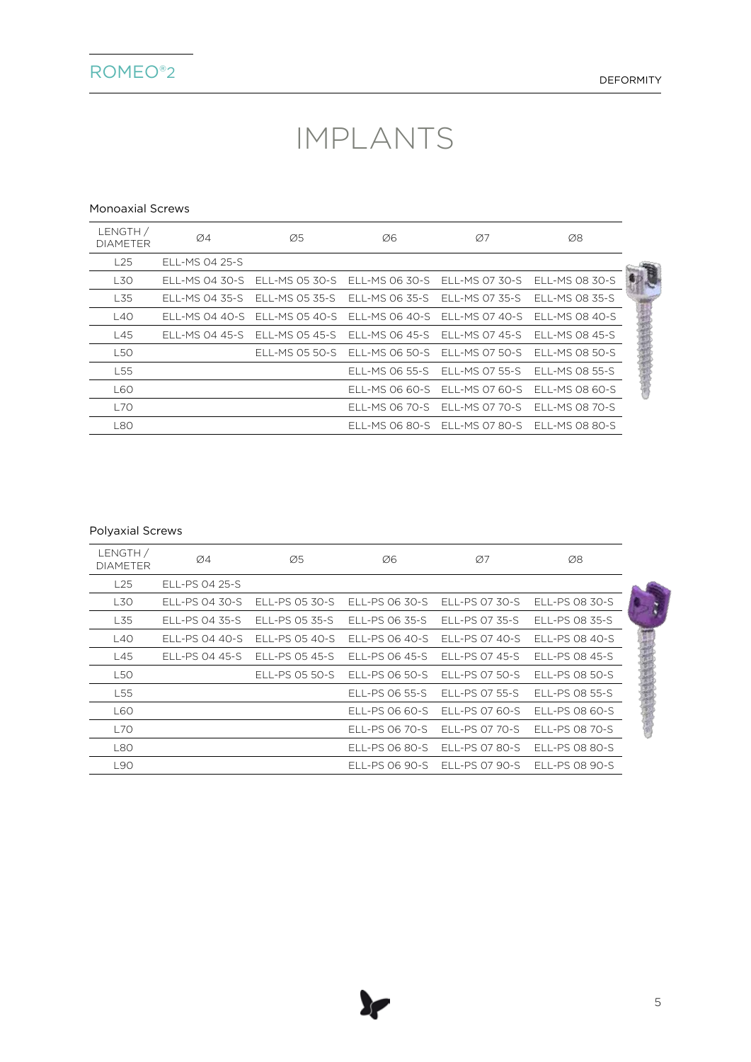# IMPLANTS

Monoaxial Screws

| LENGTH / DIAMETER | Ø4 | Ø5 | Ø6 | Ø7 | Ø8 |
|---|---|---|---|---|---|
| L25 | ELL-MS 04 25-S | | | | |
| L30 | ELL-MS 04 30-S | ELL-MS 05 30-S | ELL-MS 06 30-S | ELL-MS 07 30-S | ELL-MS 08 30-S |
| L35 | ELL-MS 04 35-S | ELL-MS 05 35-S | ELL-MS 06 35-S | ELL-MS 07 35-S | ELL-MS 08 35-S |
| L40 | ELL-MS 04 40-S | ELL-MS 05 40-S | ELL-MS 06 40-S | ELL-MS 07 40-S | ELL-MS 08 40-S |
| L45 | ELL-MS 04 45-S | ELL-MS 05 45-S | ELL-MS 06 45-S | ELL-MS 07 45-S | ELL-MS 08 45-S |
| L50 | | ELL-MS 05 50-S | ELL-MS 06 50-S | ELL-MS 07 50-S | ELL-MS 08 50-S |
| L55 | | | ELL-MS 06 55-S | ELL-MS 07 55-S | ELL-MS 08 55-S |
| L60 | | | ELL-MS 06 60-S | ELL-MS 07 60-S | ELL-MS 08 60-S |
| L70 | | | ELL-MS 06 70-S | ELL-MS 07 70-S | ELL-MS 08 70-S |
| L80 | | | ELL-MS 06 80-S | ELL-MS 07 80-S | ELL-MS 08 80-S |

Polyaxial Screws

| LENGTH / DIAMETER | Ø4 | Ø5 | Ø6 | Ø7 | Ø8 |
|---|---|---|---|---|---|
| L25 | ELL-PS 04 25-S | | | | |
| L30 | ELL-PS 04 30-S | ELL-PS 05 30-S | ELL-PS 06 30-S | ELL-PS 07 30-S | ELL-PS 08 30-S |
| L35 | ELL-PS 04 35-S | ELL-PS 05 35-S | ELL-PS 06 35-S | ELL-PS 07 35-S | ELL-PS 08 35-S |
| L40 | ELL-PS 04 40-S | ELL-PS 05 40-S | ELL-PS 06 40-S | ELL-PS 07 40-S | ELL-PS 08 40-S |
| L45 | ELL-PS 04 45-S | ELL-PS 05 45-S | ELL-PS 06 45-S | ELL-PS 07 45-S | ELL-PS 08 45-S |
| L50 | | ELL-PS 05 50-S | ELL-PS 06 50-S | ELL-PS 07 50-S | ELL-PS 08 50-S |
| L55 | | | ELL-PS 06 55-S | ELL-PS 07 55-S | ELL-PS 08 55-S |
| L60 | | | ELL-PS 06 60-S | ELL-PS 07 60-S | ELL-PS 08 60-S |
| L70 | | | ELL-PS 06 70-S | ELL-PS 07 70-S | ELL-PS 08 70-S |
| L80 | | | ELL-PS 06 80-S | ELL-PS 07 80-S | ELL-PS 08 80-S |
| L90 | | | ELL-PS 06 90-S | ELL-PS 07 90-S | ELL-PS 08 90-S |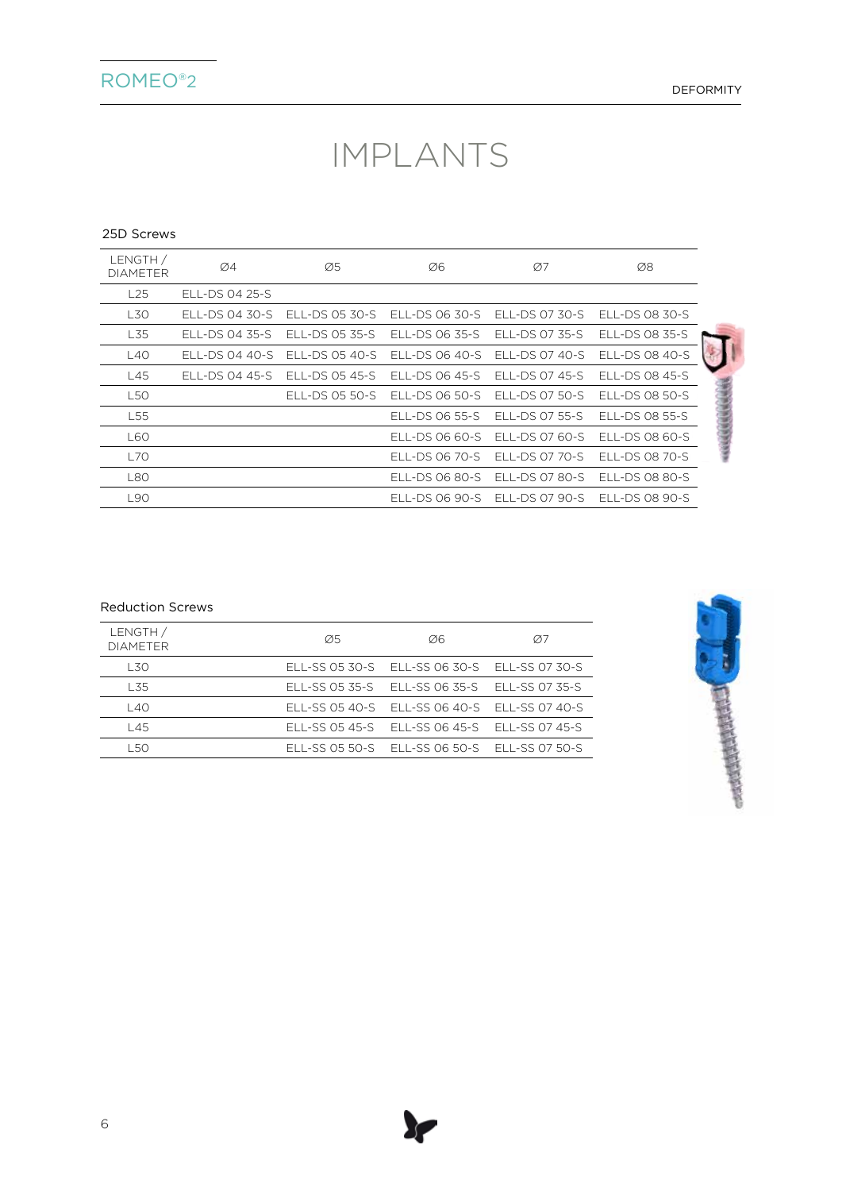# IMPLANTS

## 25D Screws

| LENGTH / DIAMETER | Ø4 | Ø5 | Ø6 | Ø7 | Ø8 |
|---|---|---|---|---|---|
| L25 | ELL-DS 04 25-S | | | | |
| L30 | ELL-DS 04 30-S | ELL-DS 05 30-S | ELL-DS 06 30-S | ELL-DS 07 30-S | ELL-DS 08 30-S |
| L35 | ELL-DS 04 35-S | ELL-DS 05 35-S | ELL-DS 06 35-S | ELL-DS 07 35-S | ELL-DS 08 35-S |
| L40 | ELL-DS 04 40-S | ELL-DS 05 40-S | ELL-DS 06 40-S | ELL-DS 07 40-S | ELL-DS 08 40-S |
| L45 | ELL-DS 04 45-S | ELL-DS 05 45-S | ELL-DS 06 45-S | ELL-DS 07 45-S | ELL-DS 08 45-S |
| L50 | | ELL-DS 05 50-S | ELL-DS 06 50-S | ELL-DS 07 50-S | ELL-DS 08 50-S |
| L55 | | | ELL-DS 06 55-S | ELL-DS 07 55-S | ELL-DS 08 55-S |
| L60 | | | ELL-DS 06 60-S | ELL-DS 07 60-S | ELL-DS 08 60-S |
| L70 | | | ELL-DS 06 70-S | ELL-DS 07 70-S | ELL-DS 08 70-S |
| L80 | | | ELL-DS 06 80-S | ELL-DS 07 80-S | ELL-DS 08 80-S |
| L90 | | | ELL-DS 06 90-S | ELL-DS 07 90-S | ELL-DS 08 90-S |

## Reduction Screws

| LENGTH / DIAMETER | Ø5 | Ø6 | Ø7 |
|---|---|---|---|
| L30 | ELL-SS 05 30-S | ELL-SS 06 30-S | ELL-SS 07 30-S |
| L35 | ELL-SS 05 35-S | ELL-SS 06 35-S | ELL-SS 07 35-S |
| L40 | ELL-SS 05 40-S | ELL-SS 06 40-S | ELL-SS 07 40-S |
| L45 | ELL-SS 05 45-S | ELL-SS 06 45-S | ELL-SS 07 45-S |
| L50 | ELL-SS 05 50-S | ELL-SS 06 50-S | ELL-SS 07 50-S |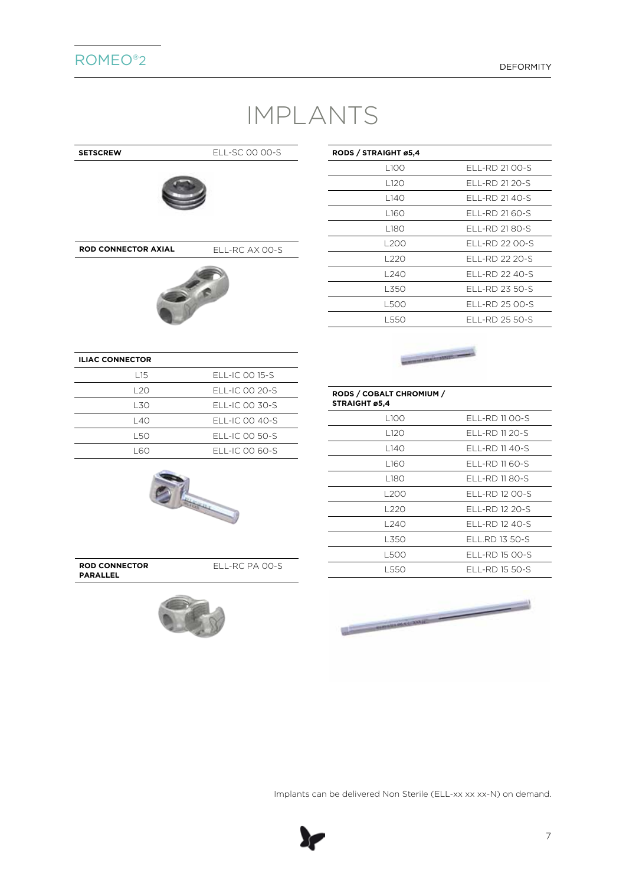# IMPLANTS

| SETSCREW | ELL-SC 00 00-S |
| --- | --- |

| ROD CONNECTOR AXIAL | ELL-RC AX 00-S |
| --- | --- |

| ILIAC CONNECTOR | |
| --- | --- |
| L15 | ELL-IC 00 15-S |
| L20 | ELL-IC 00 20-S |
| L30 | ELL-IC 00 30-S |
| L40 | ELL-IC 00 40-S |
| L50 | ELL-IC 00 50-S |
| L60 | ELL-IC 00 60-S |

| ROD CONNECTOR PARALLEL | ELL-RC PA 00-S |
| --- | --- |

| RODS / STRAIGHT ø5,4 | |
| --- | --- |
| L100 | ELL-RD 21 00-S |
| L120 | ELL-RD 21 20-S |
| L140 | ELL-RD 21 40-S |
| L160 | ELL-RD 21 60-S |
| L180 | ELL-RD 21 80-S |
| L200 | ELL-RD 22 00-S |
| L220 | ELL-RD 22 20-S |
| L240 | ELL-RD 22 40-S |
| L350 | ELL-RD 23 50-S |
| L500 | ELL-RD 25 00-S |
| L550 | ELL-RD 25 50-S |

| RODS / COBALT CHROMIUM / STRAIGHT ø5,4 | |
| --- | --- |
| L100 | ELL-RD 11 00-S |
| L120 | ELL-RD 11 20-S |
| L140 | ELL-RD 11 40-S |
| L160 | ELL-RD 11 60-S |
| L180 | ELL-RD 11 80-S |
| L200 | ELL-RD 12 00-S |
| L220 | ELL-RD 12 20-S |
| L240 | ELL-RD 12 40-S |
| L350 | ELL.RD 13 50-S |
| L500 | ELL-RD 15 00-S |
| L550 | ELL-RD 15 50-S |

Implants can be delivered Non Sterile (ELL-xx xx xx-N) on demand.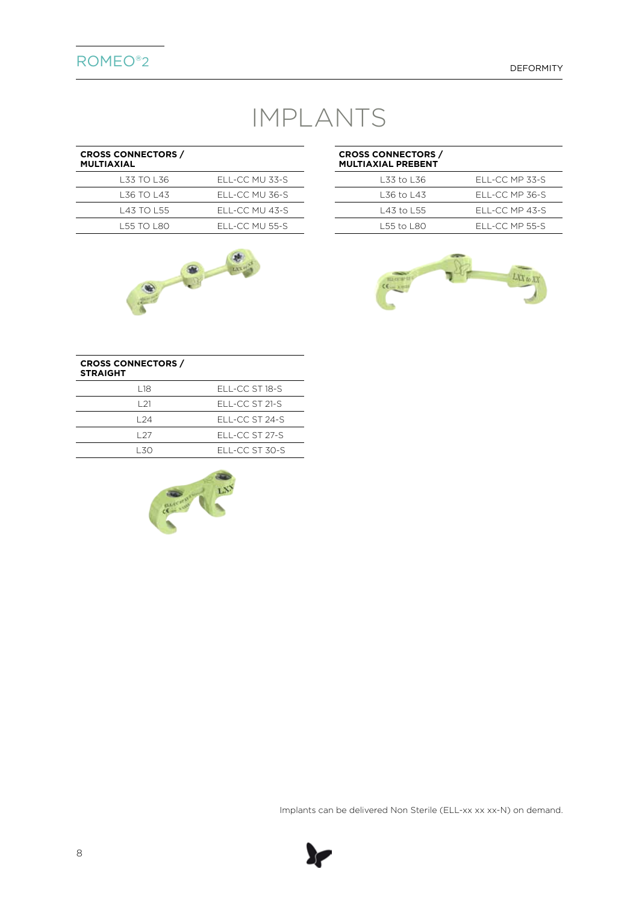# IMPLANTS

| CROSS CONNECTORS / MULTIAXIAL | |
|---|---|
| L33 TO L36 | ELL-CC MU 33-S |
| L36 TO L43 | ELL-CC MU 36-S |
| L43 TO L55 | ELL-CC MU 43-S |
| L55 TO L80 | ELL-CC MU 55-S |

| CROSS CONNECTORS / MULTIAXIAL PREBENT | |
|---|---|
| L33 to L36 | ELL-CC MP 33-S |
| L36 to L43 | ELL-CC MP 36-S |
| L43 to L55 | ELL-CC MP 43-S |
| L55 to L80 | ELL-CC MP 55-S |

| CROSS CONNECTORS / STRAIGHT | |
|---|---|
| L18 | ELL-CC ST 18-S |
| L21 | ELL-CC ST 21-S |
| L24 | ELL-CC ST 24-S |
| L27 | ELL-CC ST 27-S |
| L30 | ELL-CC ST 30-S |

Implants can be delivered Non Sterile (ELL-xx xx xx-N) on demand.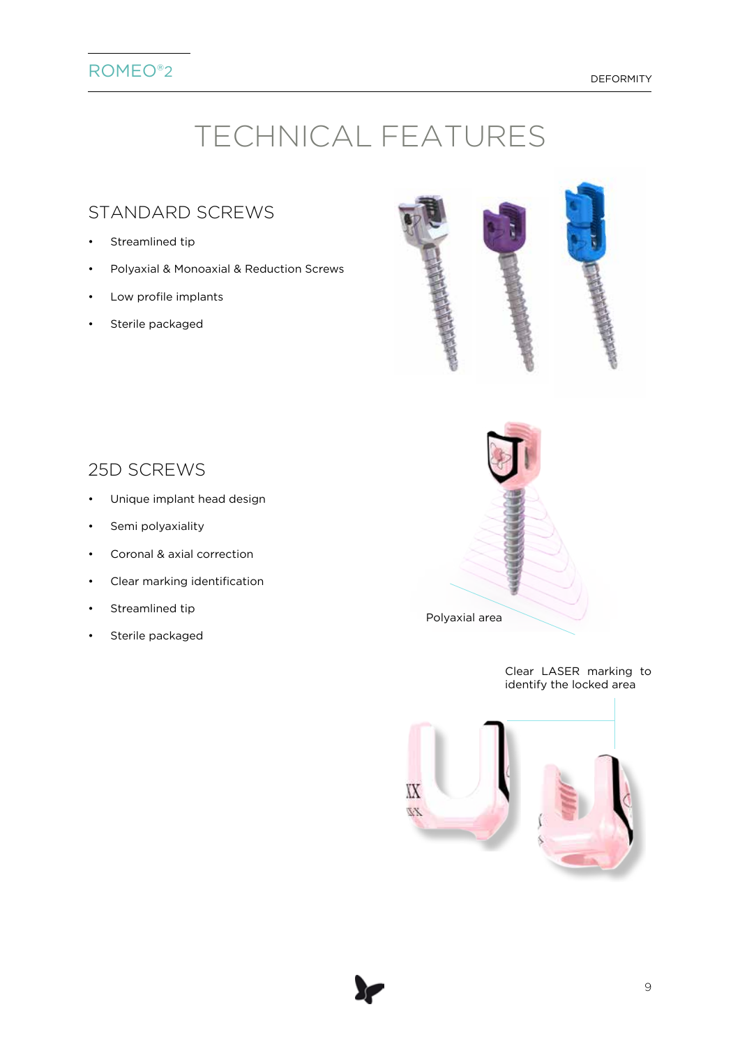# TECHNICAL FEATURES

## STANDARD SCREWS

- Streamlined tip
- Polyaxial & Monoaxial & Reduction Screws
- Low profile implants
- Sterile packaged

## 25D SCREWS

- Unique implant head design
- Semi polyaxiality
- Coronal & axial correction
- Clear marking identification
- Streamlined tip
- Sterile packaged

Polyaxial area

Clear LASER marking to identify the locked area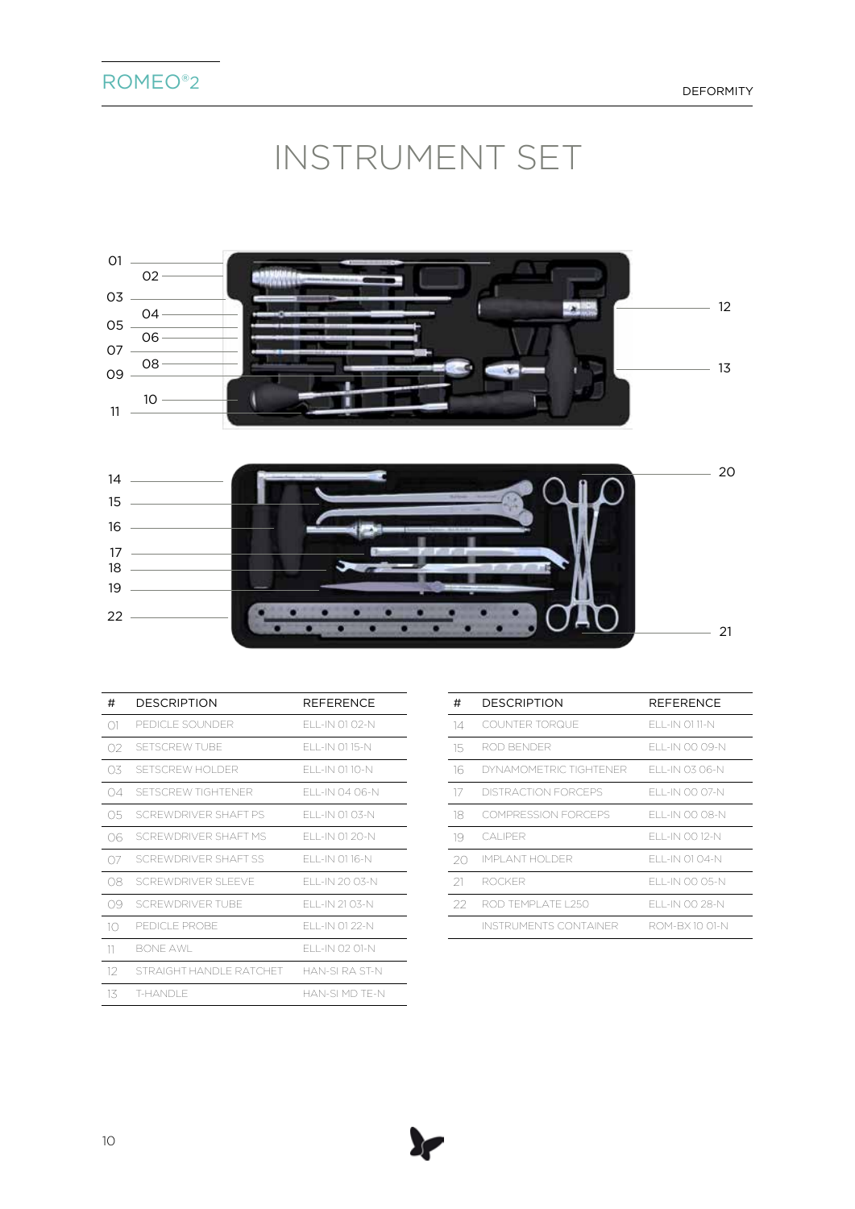# INSTRUMENT SET

| # | DESCRIPTION | REFERENCE |
|---|---|---|
| 01 | PEDICLE SOUNDER | ELL-IN 01 02-N |
| 02 | SETSCREW TUBE | ELL-IN 01 15-N |
| 03 | SETSCREW HOLDER | ELL-IN 01 10-N |
| 04 | SETSCREW TIGHTENER | ELL-IN 04 06-N |
| 05 | SCREWDRIVER SHAFT PS | ELL-IN 01 03-N |
| 06 | SCREWDRIVER SHAFT MS | ELL-IN 01 20-N |
| 07 | SCREWDRIVER SHAFT SS | ELL-IN 01 16-N |
| 08 | SCREWDRIVER SLEEVE | ELL-IN 20 03-N |
| 09 | SCREWDRIVER TUBE | ELL-IN 21 03-N |
| 10 | PEDICLE PROBE | ELL-IN 01 22-N |
| 11 | BONE AWL | ELL-IN 02 01-N |
| 12 | STRAIGHT HANDLE RATCHET | HAN-SI RA ST-N |
| 13 | T-HANDLE | HAN-SI MD TE-N |

| # | DESCRIPTION | REFERENCE |
|---|---|---|
| 14 | COUNTER TORQUE | ELL-IN 01 11-N |
| 15 | ROD BENDER | ELL-IN 00 09-N |
| 16 | DYNAMOMETRIC TIGHTENER | ELL-IN 03 06-N |
| 17 | DISTRACTION FORCEPS | ELL-IN 00 07-N |
| 18 | COMPRESSION FORCEPS | ELL-IN 00 08-N |
| 19 | CALIPER | ELL-IN 00 12-N |
| 20 | IMPLANT HOLDER | ELL-IN 01 04-N |
| 21 | ROCKER | ELL-IN 00 05-N |
| 22 | ROD TEMPLATE L250 | ELL-IN 00 28-N |
|  | INSTRUMENTS CONTAINER | ROM-BX 10 01-N |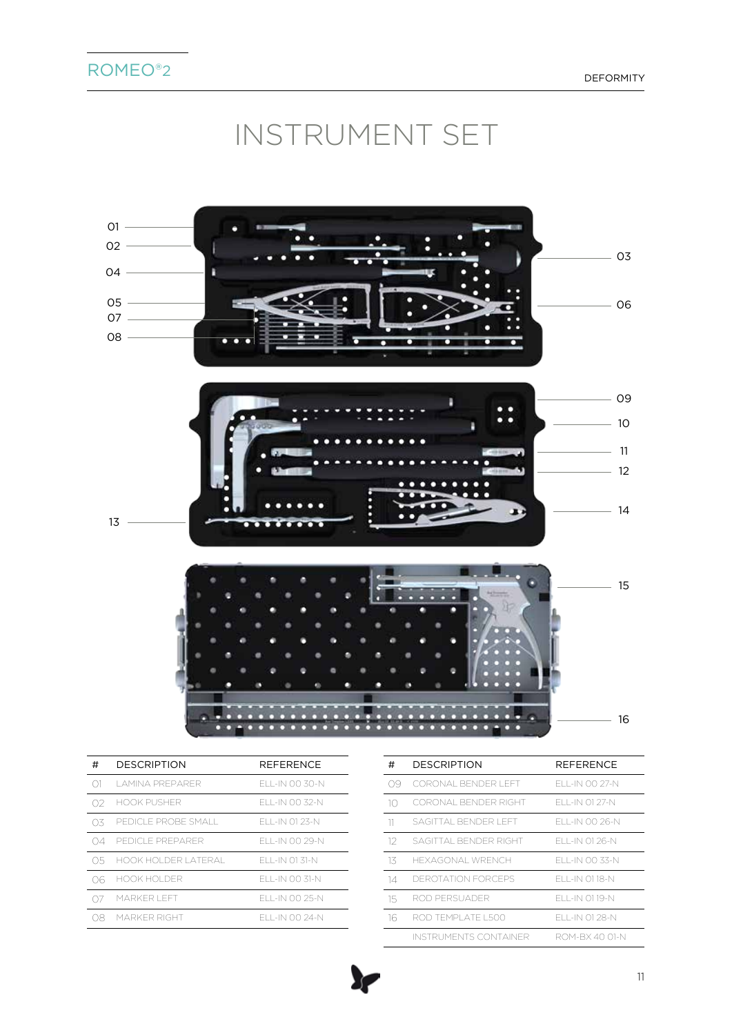# INSTRUMENT SET

01
02
04
05
07
08
03
06
09
10
11
12
13
14
15
16

| # | DESCRIPTION | REFERENCE |
|---|---|---|
| 01 | LAMINA PREPARER | ELL-IN 00 30-N |
| 02 | HOOK PUSHER | ELL-IN 00 32-N |
| 03 | PEDICLE PROBE SMALL | ELL-IN 01 23-N |
| 04 | PEDICLE PREPARER | ELL-IN 00 29-N |
| 05 | HOOK HOLDER LATERAL | ELL-IN 01 31-N |
| 06 | HOOK HOLDER | ELL-IN 00 31-N |
| 07 | MARKER LEFT | ELL-IN 00 25-N |
| 08 | MARKER RIGHT | ELL-IN 00 24-N |

| # | DESCRIPTION | REFERENCE |
|---|---|---|
| 09 | CORONAL BENDER LEFT | ELL-IN 00 27-N |
| 10 | CORONAL BENDER RIGHT | ELL-IN 01 27-N |
| 11 | SAGITTAL BENDER LEFT | ELL-IN 00 26-N |
| 12 | SAGITTAL BENDER RIGHT | ELL-IN 01 26-N |
| 13 | HEXAGONAL WRENCH | ELL-IN 00 33-N |
| 14 | DEROTATION FORCEPS | ELL-IN 01 18-N |
| 15 | ROD PERSUADER | ELL-IN 01 19-N |
| 16 | ROD TEMPLATE L500 | ELL-IN 01 28-N |
| | INSTRUMENTS CONTAINER | ROM-BX 40 01-N |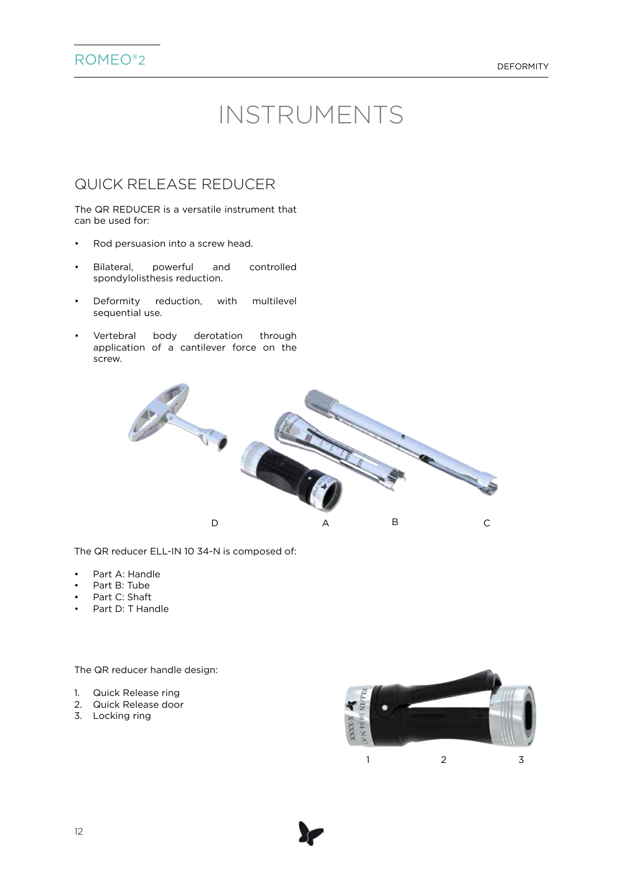# INSTRUMENTS

## QUICK RELEASE REDUCER

The QR REDUCER is a versatile instrument that can be used for:

- Rod persuasion into a screw head.
- Bilateral, powerful and controlled spondylolisthesis reduction.
- Deformity reduction, with multilevel sequential use.
- Vertebral body derotation through application of a cantilever force on the screw.

D A B C

The QR reducer ELL-IN 10 34-N is composed of:

- Part A: Handle
- Part B: Tube
- Part C: Shaft
- Part D: T Handle

The QR reducer handle design:

1. Quick Release ring
2. Quick Release door
3. Locking ring

1 2 3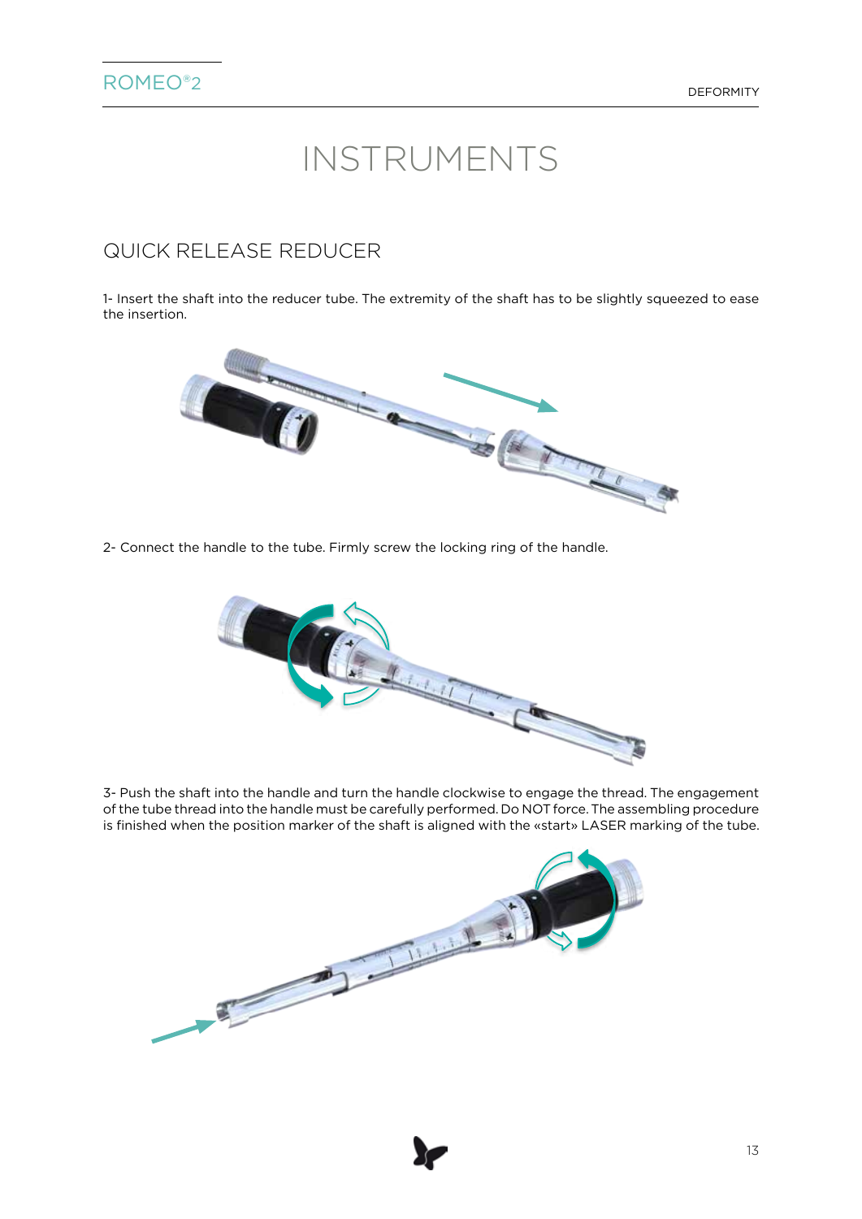# INSTRUMENTS

## QUICK RELEASE REDUCER

1- Insert the shaft into the reducer tube. The extremity of the shaft has to be slightly squeezed to ease the insertion.

2- Connect the handle to the tube. Firmly screw the locking ring of the handle.

3- Push the shaft into the handle and turn the handle clockwise to engage the thread. The engagement of the tube thread into the handle must be carefully performed. Do NOT force. The assembling procedure is finished when the position marker of the shaft is aligned with the «start» LASER marking of the tube.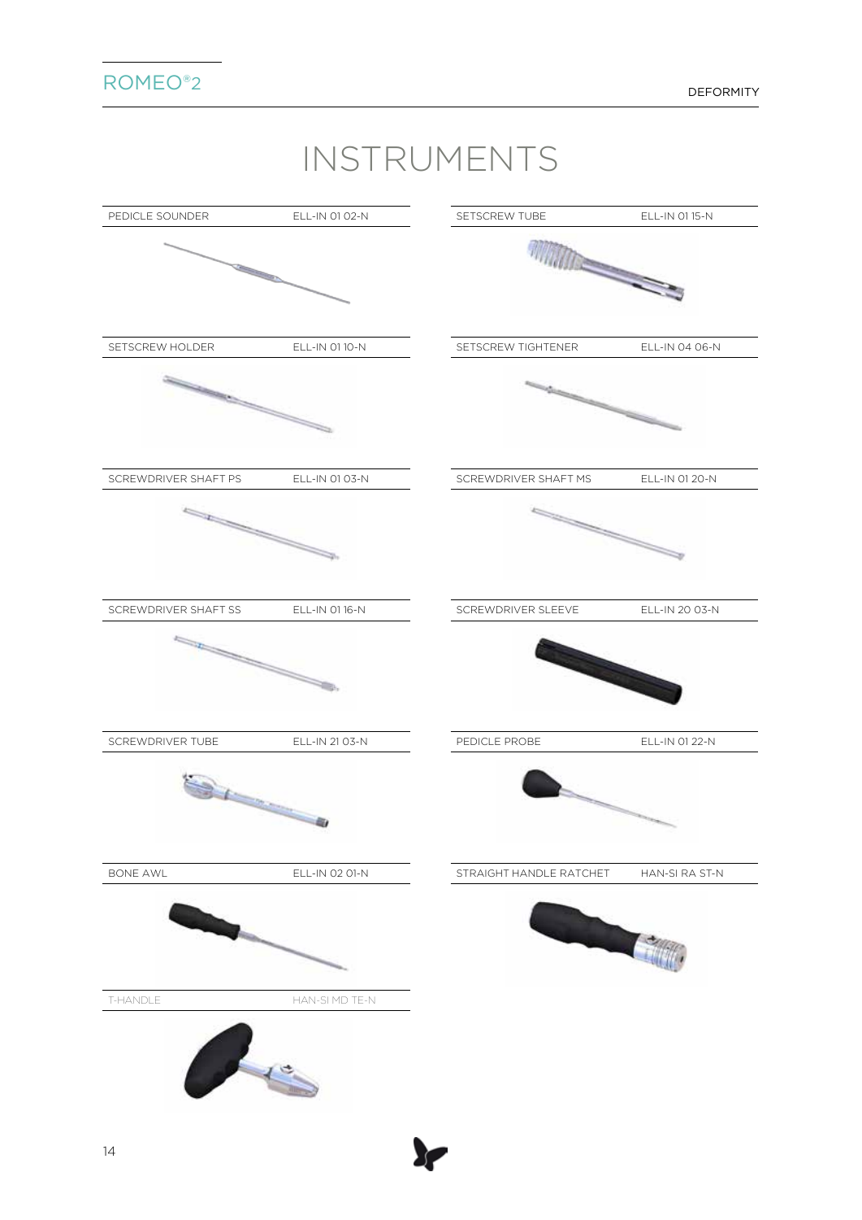# INSTRUMENTS

| Instrument | Reference |
|---|---|
| PEDICLE SOUNDER | ELL-IN 01 02-N |
| SETSCREW TUBE | ELL-IN 01 15-N |
| SETSCREW HOLDER | ELL-IN 01 10-N |
| SETSCREW TIGHTENER | ELL-IN 04 06-N |
| SCREWDRIVER SHAFT PS | ELL-IN 01 03-N |
| SCREWDRIVER SHAFT MS | ELL-IN 01 20-N |
| SCREWDRIVER SHAFT SS | ELL-IN 01 16-N |
| SCREWDRIVER SLEEVE | ELL-IN 20 03-N |
| SCREWDRIVER TUBE | ELL-IN 21 03-N |
| PEDICLE PROBE | ELL-IN 01 22-N |
| BONE AWL | ELL-IN 02 01-N |
| STRAIGHT HANDLE RATCHET | HAN-SI RA ST-N |
| T-HANDLE | HAN-SI MD TE-N |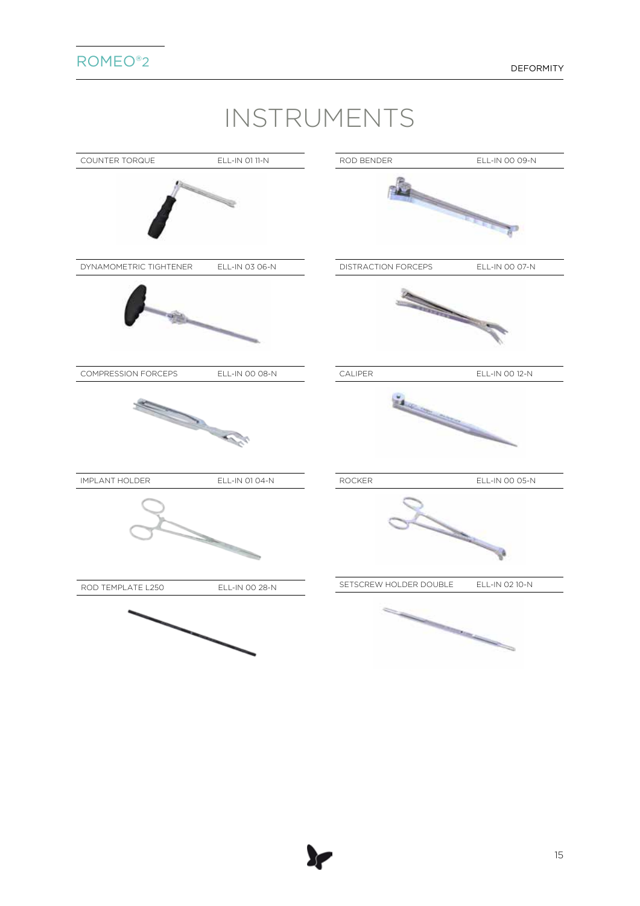# INSTRUMENTS

| Instrument | Reference |
| --- | --- |
| COUNTER TORQUE | ELL-IN 01 11-N |
| ROD BENDER | ELL-IN 00 09-N |
| DYNAMOMETRIC TIGHTENER | ELL-IN 03 06-N |
| DISTRACTION FORCEPS | ELL-IN 00 07-N |
| COMPRESSION FORCEPS | ELL-IN 00 08-N |
| CALIPER | ELL-IN 00 12-N |
| IMPLANT HOLDER | ELL-IN 01 04-N |
| ROCKER | ELL-IN 00 05-N |
| ROD TEMPLATE L250 | ELL-IN 00 28-N |
| SETSCREW HOLDER DOUBLE | ELL-IN 02 10-N |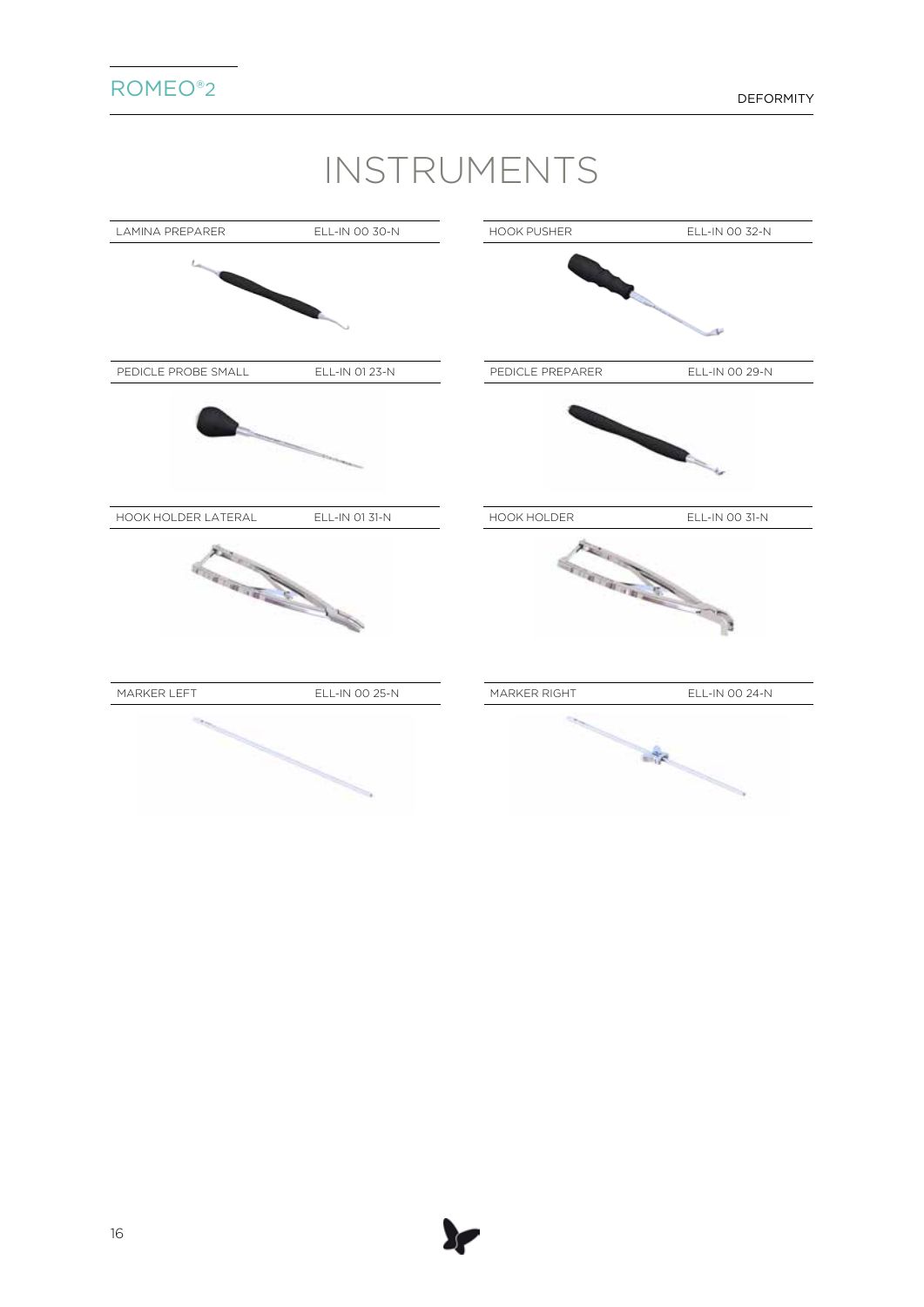# INSTRUMENTS

| INSTRUMENT | REFERENCE |
|---|---|
| LAMINA PREPARER | ELL-IN 00 30-N |
| HOOK PUSHER | ELL-IN 00 32-N |
| PEDICLE PROBE SMALL | ELL-IN 01 23-N |
| PEDICLE PREPARER | ELL-IN 00 29-N |
| HOOK HOLDER LATERAL | ELL-IN 01 31-N |
| HOOK HOLDER | ELL-IN 00 31-N |
| MARKER LEFT | ELL-IN 00 25-N |
| MARKER RIGHT | ELL-IN 00 24-N |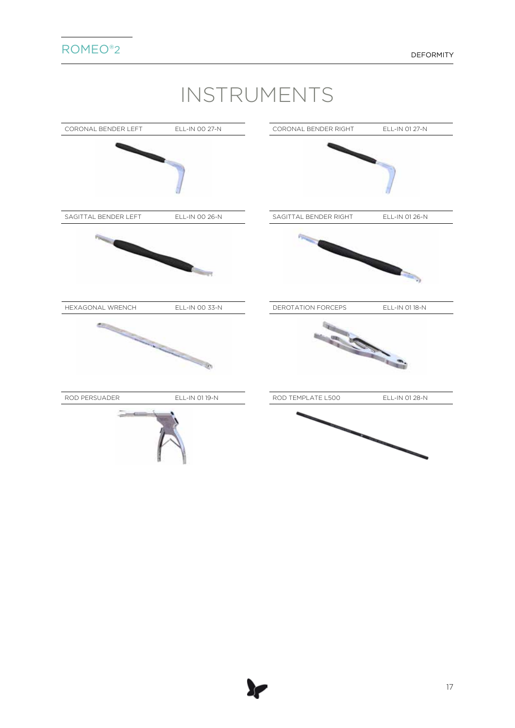# INSTRUMENTS

| Instrument | Reference |
|---|---|
| CORONAL BENDER LEFT | ELL-IN 00 27-N |
| CORONAL BENDER RIGHT | ELL-IN 01 27-N |
| SAGITTAL BENDER LEFT | ELL-IN 00 26-N |
| SAGITTAL BENDER RIGHT | ELL-IN 01 26-N |
| HEXAGONAL WRENCH | ELL-IN 00 33-N |
| DEROTATION FORCEPS | ELL-IN 01 18-N |
| ROD PERSUADER | ELL-IN 01 19-N |
| ROD TEMPLATE L500 | ELL-IN 01 28-N |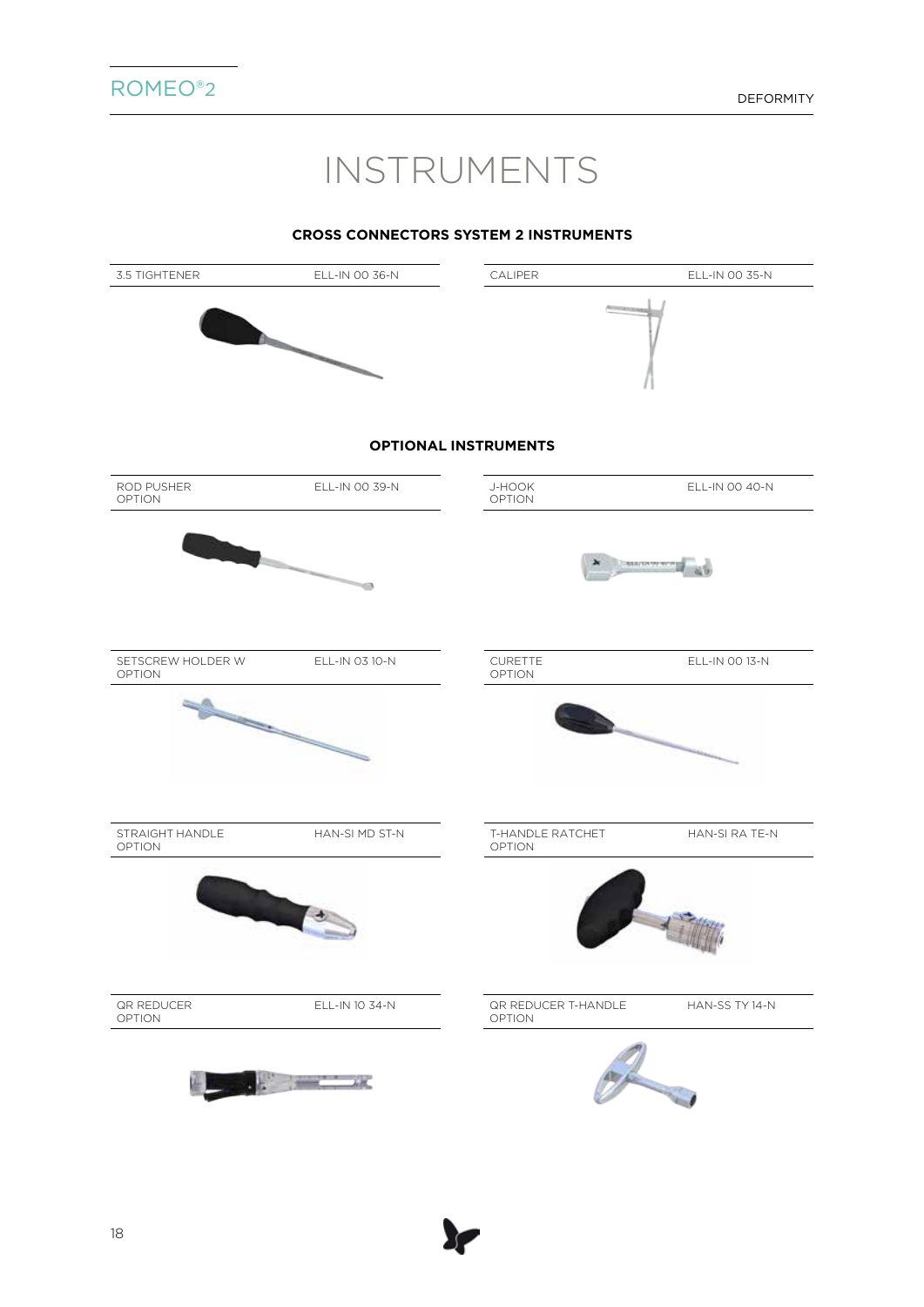# INSTRUMENTS

## CROSS CONNECTORS SYSTEM 2 INSTRUMENTS

| 3.5 TIGHTENER | ELL-IN 00 36-N |
|---|---|

| CALIPER | ELL-IN 00 35-N |
|---|---|

## OPTIONAL INSTRUMENTS

| ROD PUSHER OPTION | ELL-IN 00 39-N |
|---|---|

| J-HOOK OPTION | ELL-IN 00 40-N |
|---|---|

| SETSCREW HOLDER W OPTION | ELL-IN 03 10-N |
|---|---|

| CURETTE OPTION | ELL-IN 00 13-N |
|---|---|

| STRAIGHT HANDLE OPTION | HAN-SI MD ST-N |
|---|---|

| T-HANDLE RATCHET OPTION | HAN-SI RA TE-N |
|---|---|

| QR REDUCER OPTION | ELL-IN 10 34-N |
|---|---|

| QR REDUCER T-HANDLE OPTION | HAN-SS TY 14-N |
|---|---|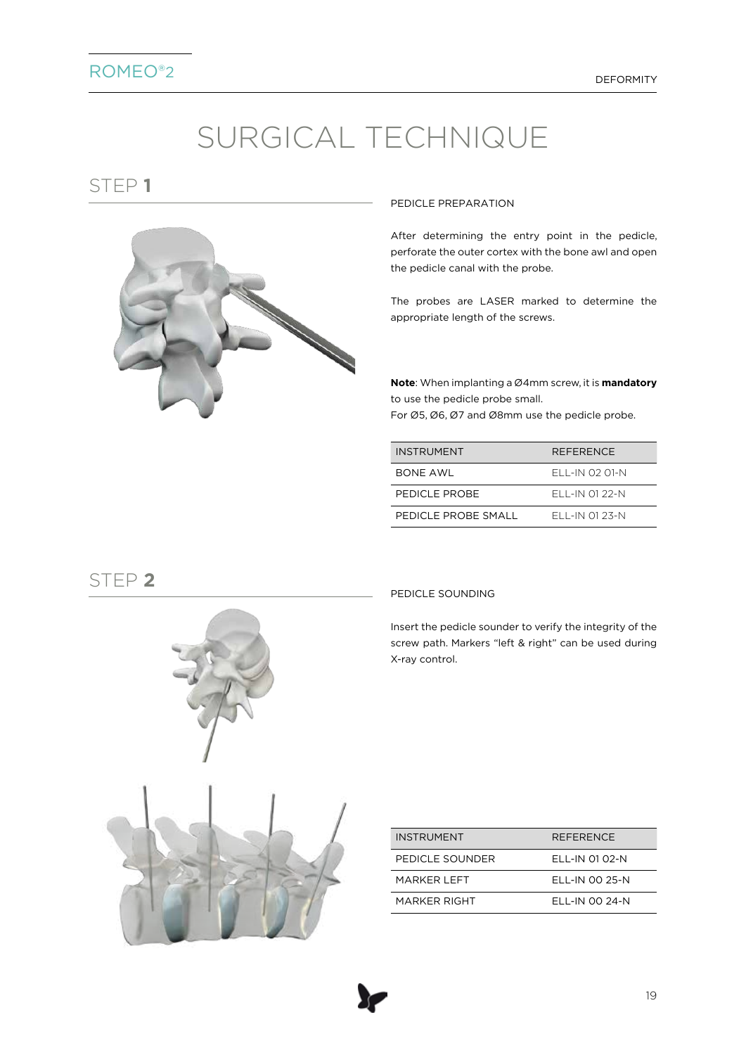# SURGICAL TECHNIQUE

## STEP 1

PEDICLE PREPARATION

After determining the entry point in the pedicle, perforate the outer cortex with the bone awl and open the pedicle canal with the probe.

The probes are LASER marked to determine the appropriate length of the screws.

**Note**: When implanting a Ø4mm screw, it is **mandatory** to use the pedicle probe small.
For Ø5, Ø6, Ø7 and Ø8mm use the pedicle probe.

| INSTRUMENT | REFERENCE |
|---|---|
| BONE AWL | ELL-IN 02 01-N |
| PEDICLE PROBE | ELL-IN 01 22-N |
| PEDICLE PROBE SMALL | ELL-IN 01 23-N |

## STEP 2

PEDICLE SOUNDING

Insert the pedicle sounder to verify the integrity of the screw path. Markers “left & right” can be used during X-ray control.

| INSTRUMENT | REFERENCE |
|---|---|
| PEDICLE SOUNDER | ELL-IN 01 02-N |
| MARKER LEFT | ELL-IN 00 25-N |
| MARKER RIGHT | ELL-IN 00 24-N |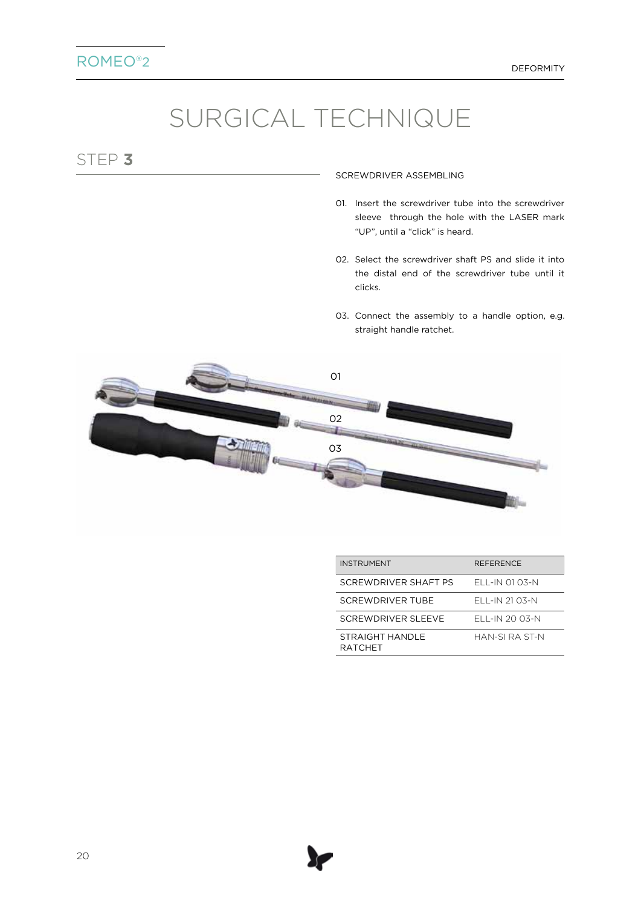# SURGICAL TECHNIQUE

## STEP 3

SCREWDRIVER ASSEMBLING

01. Insert the screwdriver tube into the screwdriver sleeve through the hole with the LASER mark "UP", until a "click" is heard.

02. Select the screwdriver shaft PS and slide it into the distal end of the screwdriver tube until it clicks.

03. Connect the assembly to a handle option, e.g. straight handle ratchet.

| INSTRUMENT | REFERENCE |
|---|---|
| SCREWDRIVER SHAFT PS | ELL-IN 01 03-N |
| SCREWDRIVER TUBE | ELL-IN 21 03-N |
| SCREWDRIVER SLEEVE | ELL-IN 20 03-N |
| STRAIGHT HANDLE RATCHET | HAN-SI RA ST-N |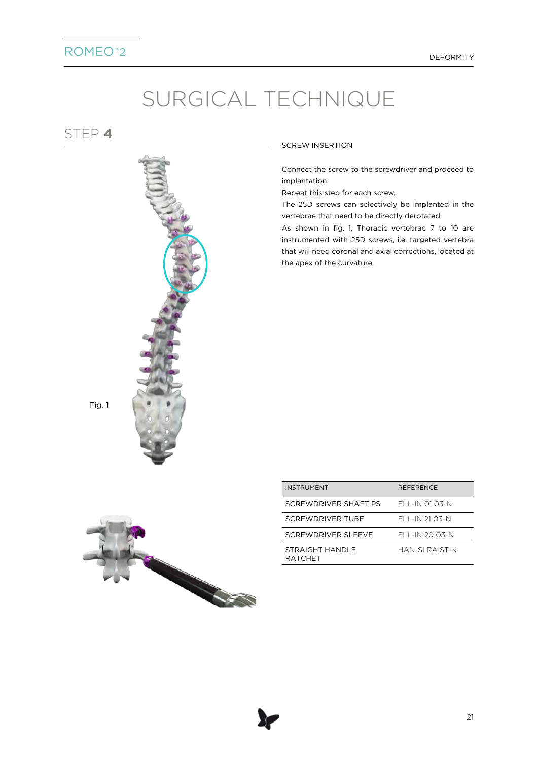# SURGICAL TECHNIQUE

## STEP 4

### SCREW INSERTION

Connect the screw to the screwdriver and proceed to implantation.

Repeat this step for each screw.

The 25D screws can selectively be implanted in the vertebrae that need to be directly derotated.

As shown in fig. 1, Thoracic vertebrae 7 to 10 are instrumented with 25D screws, i.e. targeted vertebra that will need coronal and axial corrections, located at the apex of the curvature.

Fig. 1

| INSTRUMENT | REFERENCE |
|---|---|
| SCREWDRIVER SHAFT PS | ELL-IN 01 03-N |
| SCREWDRIVER TUBE | ELL-IN 21 03-N |
| SCREWDRIVER SLEEVE | ELL-IN 20 03-N |
| STRAIGHT HANDLE RATCHET | HAN-SI RA ST-N |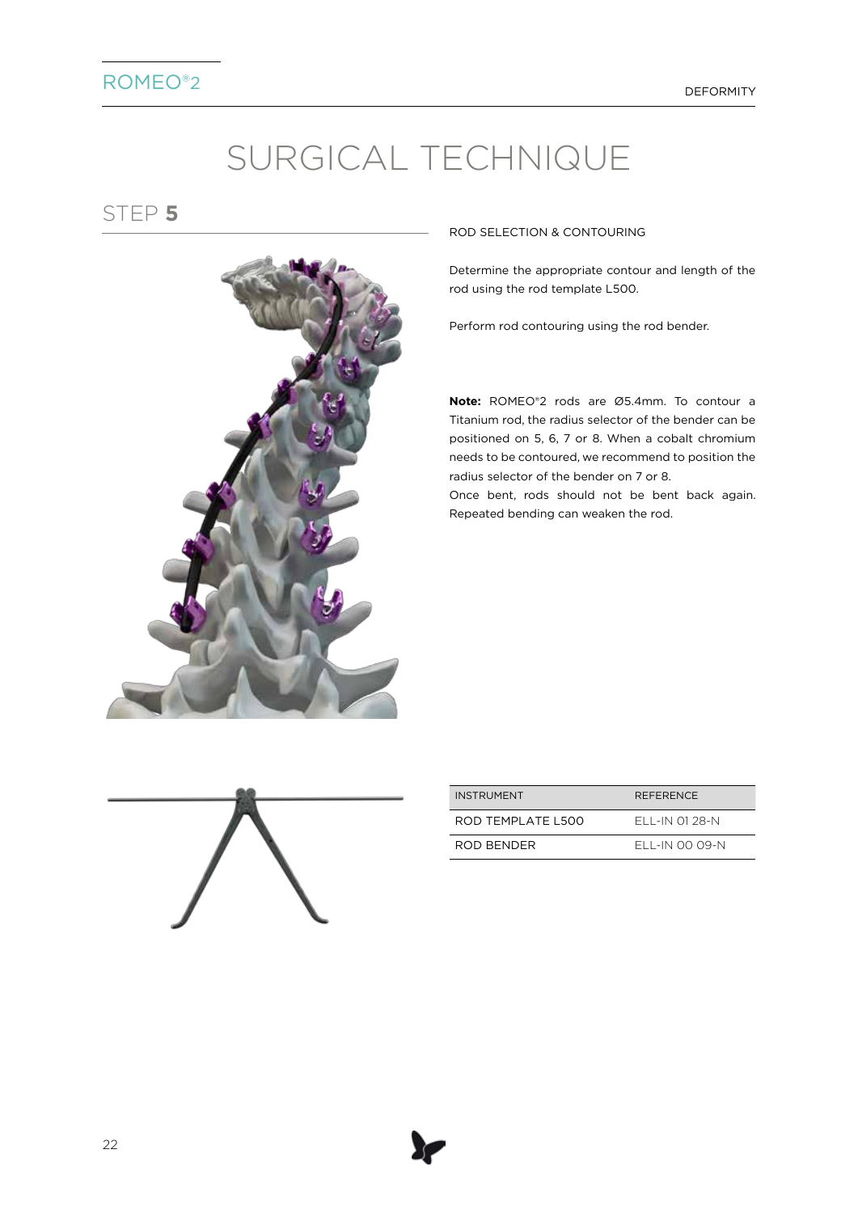# SURGICAL TECHNIQUE

## STEP 5

ROD SELECTION & CONTOURING

Determine the appropriate contour and length of the rod using the rod template L500.

Perform rod contouring using the rod bender.

**Note:** ROMEO®2 rods are Ø5.4mm. To contour a Titanium rod, the radius selector of the bender can be positioned on 5, 6, 7 or 8. When a cobalt chromium needs to be contoured, we recommend to position the radius selector of the bender on 7 or 8.
Once bent, rods should not be bent back again. Repeated bending can weaken the rod.

| INSTRUMENT | REFERENCE |
|---|---|
| ROD TEMPLATE L500 | ELL-IN 01 28-N |
| ROD BENDER | ELL-IN 00 09-N |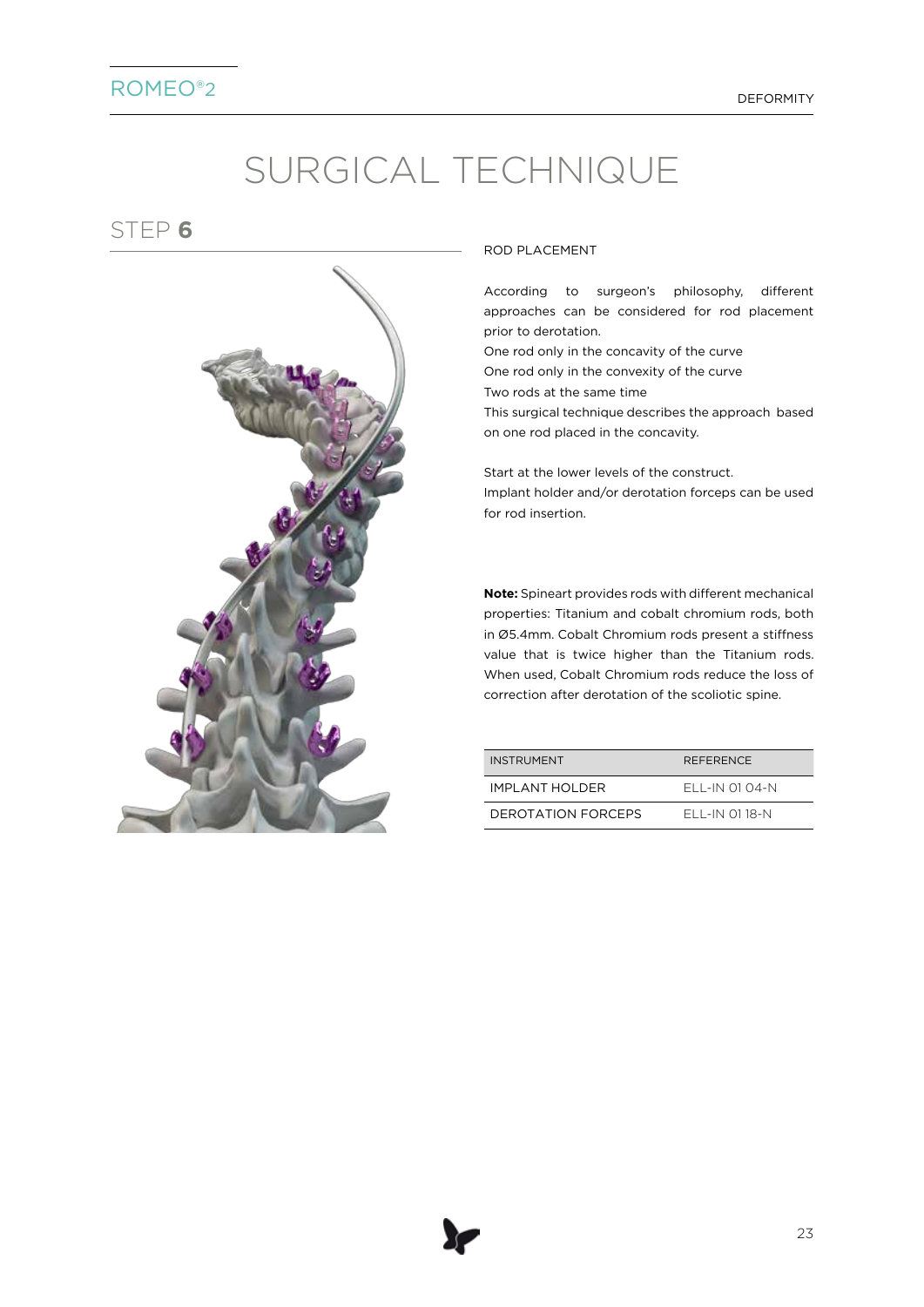# SURGICAL TECHNIQUE

## STEP 6

ROD PLACEMENT

According to surgeon's philosophy, different approaches can be considered for rod placement prior to derotation.
One rod only in the concavity of the curve
One rod only in the convexity of the curve
Two rods at the same time
This surgical technique describes the approach based on one rod placed in the concavity.

Start at the lower levels of the construct.
Implant holder and/or derotation forceps can be used for rod insertion.

**Note:** Spineart provides rods with different mechanical properties: Titanium and cobalt chromium rods, both in Ø5.4mm. Cobalt Chromium rods present a stiffness value that is twice higher than the Titanium rods. When used, Cobalt Chromium rods reduce the loss of correction after derotation of the scoliotic spine.

| INSTRUMENT | REFERENCE |
|---|---|
| IMPLANT HOLDER | ELL-IN 01 04-N |
| DEROTATION FORCEPS | ELL-IN 01 18-N |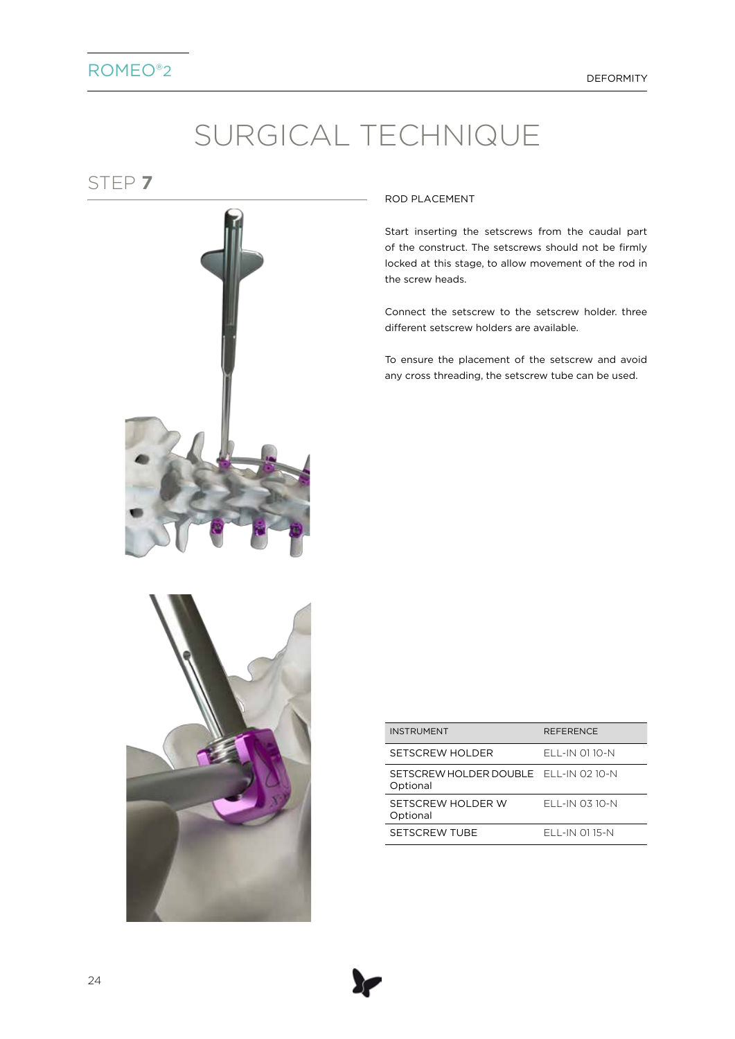# SURGICAL TECHNIQUE

## STEP 7

ROD PLACEMENT

Start inserting the setscrews from the caudal part of the construct. The setscrews should not be firmly locked at this stage, to allow movement of the rod in the screw heads.

Connect the setscrew to the setscrew holder. three different setscrew holders are available.

To ensure the placement of the setscrew and avoid any cross threading, the setscrew tube can be used.

| INSTRUMENT | REFERENCE |
|---|---|
| SETSCREW HOLDER | ELL-IN 01 10-N |
| SETSCREW HOLDER DOUBLE Optional | ELL-IN 02 10-N |
| SETSCREW HOLDER W Optional | ELL-IN 03 10-N |
| SETSCREW TUBE | ELL-IN 01 15-N |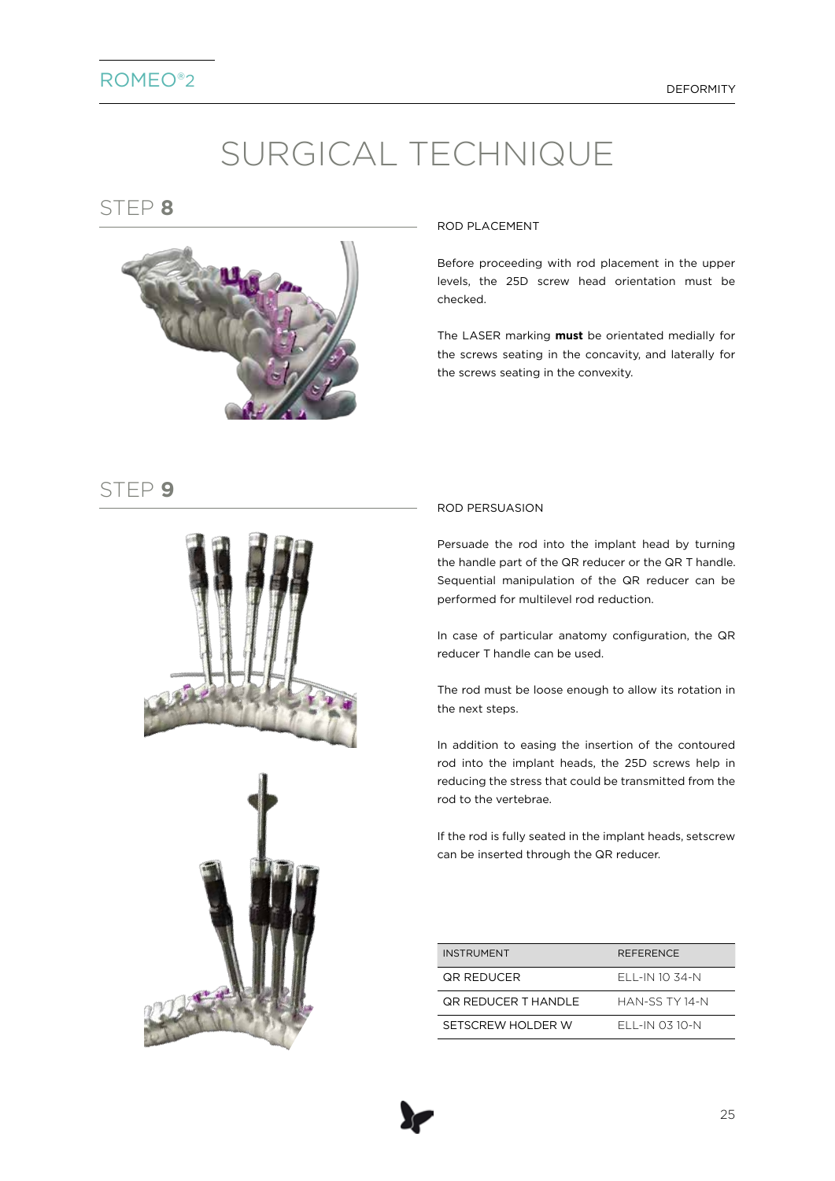# SURGICAL TECHNIQUE

## STEP 8

ROD PLACEMENT

Before proceeding with rod placement in the upper levels, the 25D screw head orientation must be checked.

The LASER marking **must** be orientated medially for the screws seating in the concavity, and laterally for the screws seating in the convexity.

## STEP 9

ROD PERSUASION

Persuade the rod into the implant head by turning the handle part of the QR reducer or the QR T handle. Sequential manipulation of the QR reducer can be performed for multilevel rod reduction.

In case of particular anatomy configuration, the QR reducer T handle can be used.

The rod must be loose enough to allow its rotation in the next steps.

In addition to easing the insertion of the contoured rod into the implant heads, the 25D screws help in reducing the stress that could be transmitted from the rod to the vertebrae.

If the rod is fully seated in the implant heads, setscrew can be inserted through the QR reducer.

| INSTRUMENT | REFERENCE |
|---|---|
| QR REDUCER | ELL-IN 10 34-N |
| QR REDUCER T HANDLE | HAN-SS TY 14-N |
| SETSCREW HOLDER W | ELL-IN 03 10-N |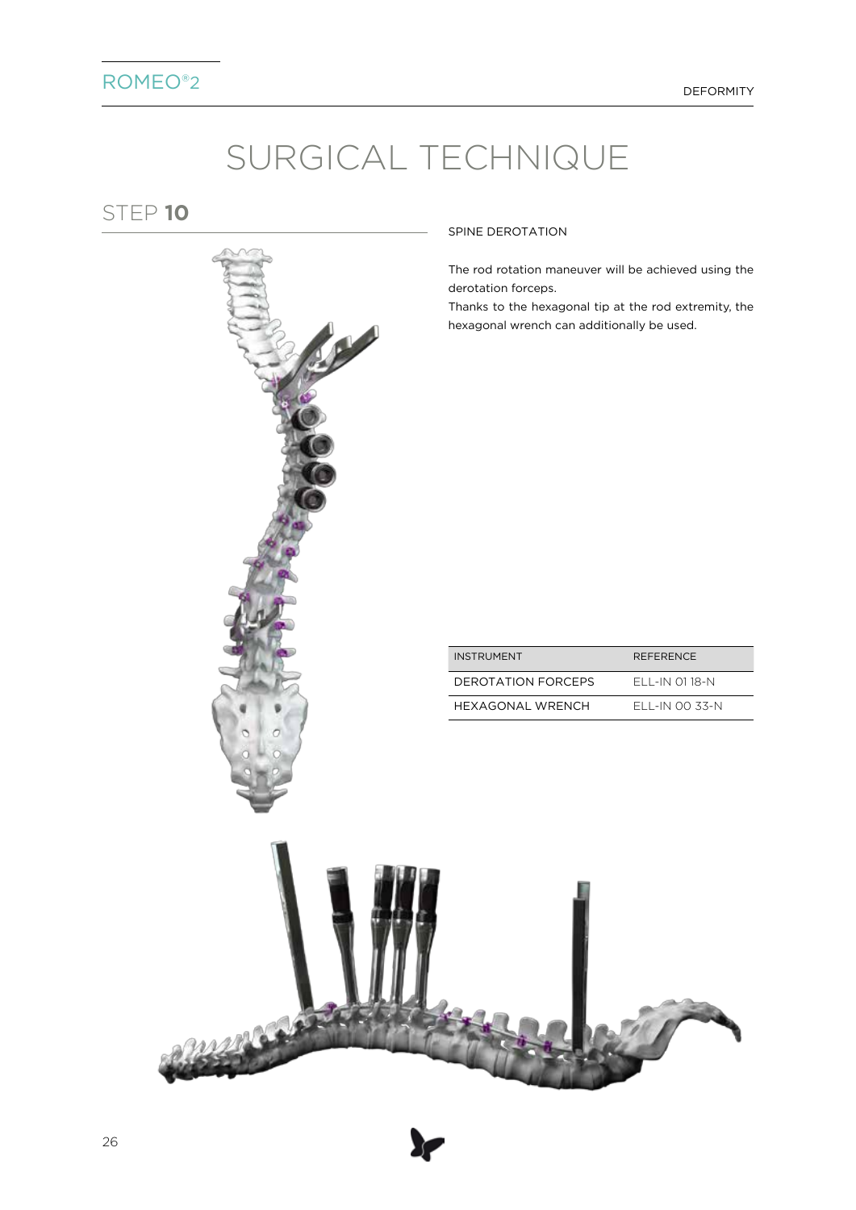# SURGICAL TECHNIQUE

## STEP 10

SPINE DEROTATION

The rod rotation maneuver will be achieved using the derotation forceps.
Thanks to the hexagonal tip at the rod extremity, the hexagonal wrench can additionally be used.

| INSTRUMENT | REFERENCE |
|---|---|
| DEROTATION FORCEPS | ELL-IN 01 18-N |
| HEXAGONAL WRENCH | ELL-IN 00 33-N |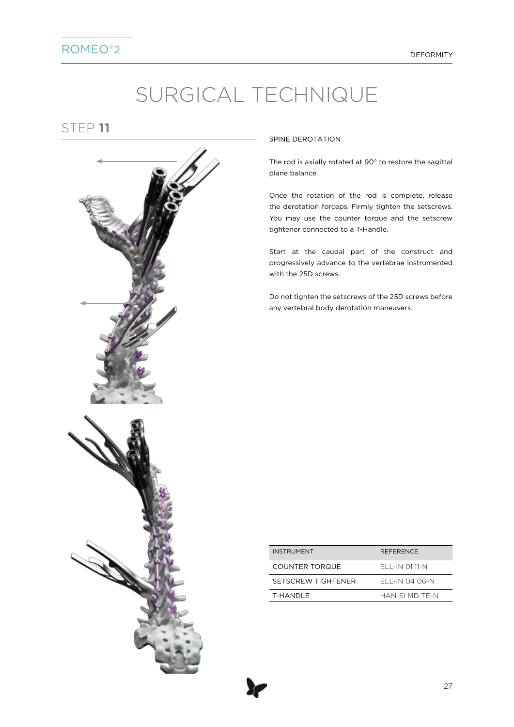# SURGICAL TECHNIQUE

## STEP 11

SPINE DEROTATION

The rod is axially rotated at 90° to restore the sagittal plane balance.

Once the rotation of the rod is complete, release the derotation forceps. Firmly tighten the setscrews. You may use the counter torque and the setscrew tightener connected to a T-Handle.

Start at the caudal part of the construct and progressively advance to the vertebrae instrumented with the 25D screws.

Do not tighten the setscrews of the 25D screws before any vertebral body derotation maneuvers.

| INSTRUMENT | REFERENCE |
| --- | --- |
| COUNTER TORQUE | ELL-IN 01 11-N |
| SETSCREW TIGHTENER | ELL-IN 04 06-N |
| T-HANDLE | HAN-SI MD TE-N |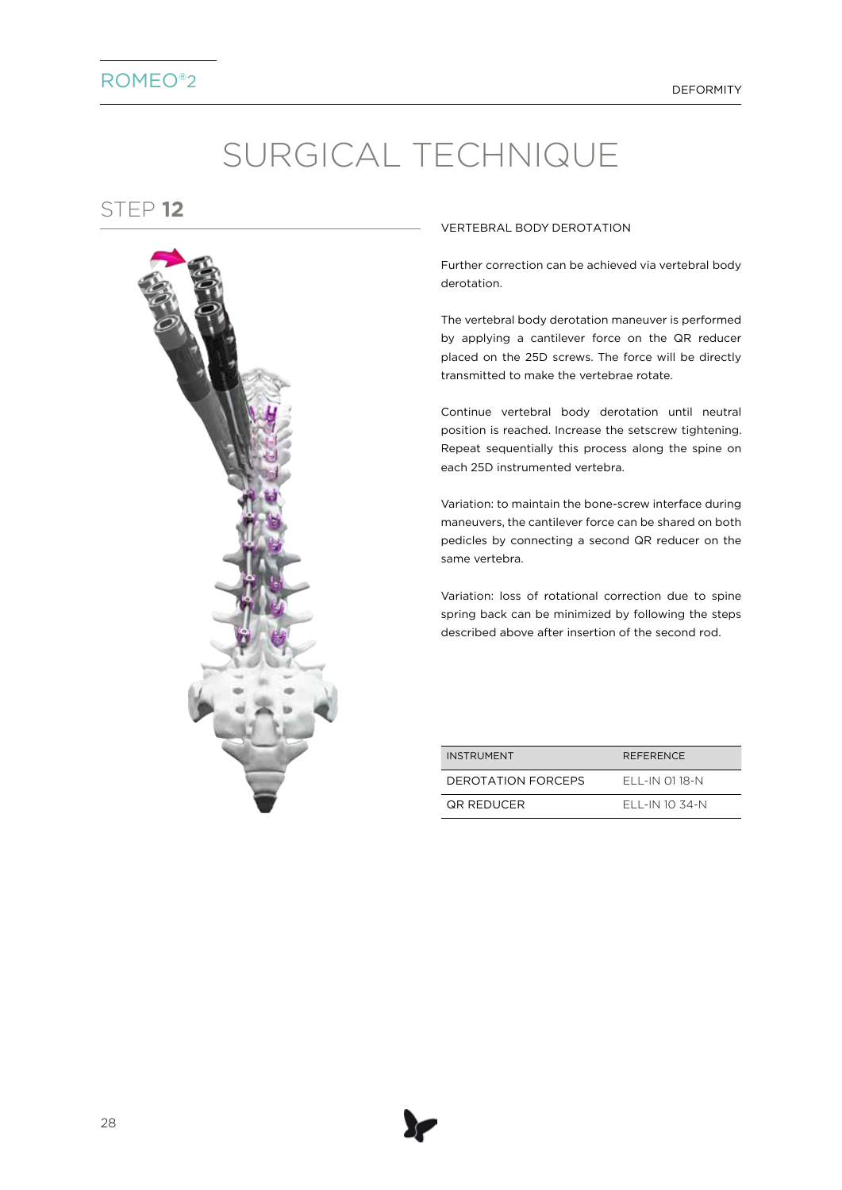# SURGICAL TECHNIQUE

## STEP 12

### VERTEBRAL BODY DEROTATION

Further correction can be achieved via vertebral body derotation.

The vertebral body derotation maneuver is performed by applying a cantilever force on the QR reducer placed on the 25D screws. The force will be directly transmitted to make the vertebrae rotate.

Continue vertebral body derotation until neutral position is reached. Increase the setscrew tightening. Repeat sequentially this process along the spine on each 25D instrumented vertebra.

Variation: to maintain the bone-screw interface during maneuvers, the cantilever force can be shared on both pedicles by connecting a second QR reducer on the same vertebra.

Variation: loss of rotational correction due to spine spring back can be minimized by following the steps described above after insertion of the second rod.

| INSTRUMENT | REFERENCE |
| --- | --- |
| DEROTATION FORCEPS | ELL-IN 01 18-N |
| QR REDUCER | ELL-IN 10 34-N |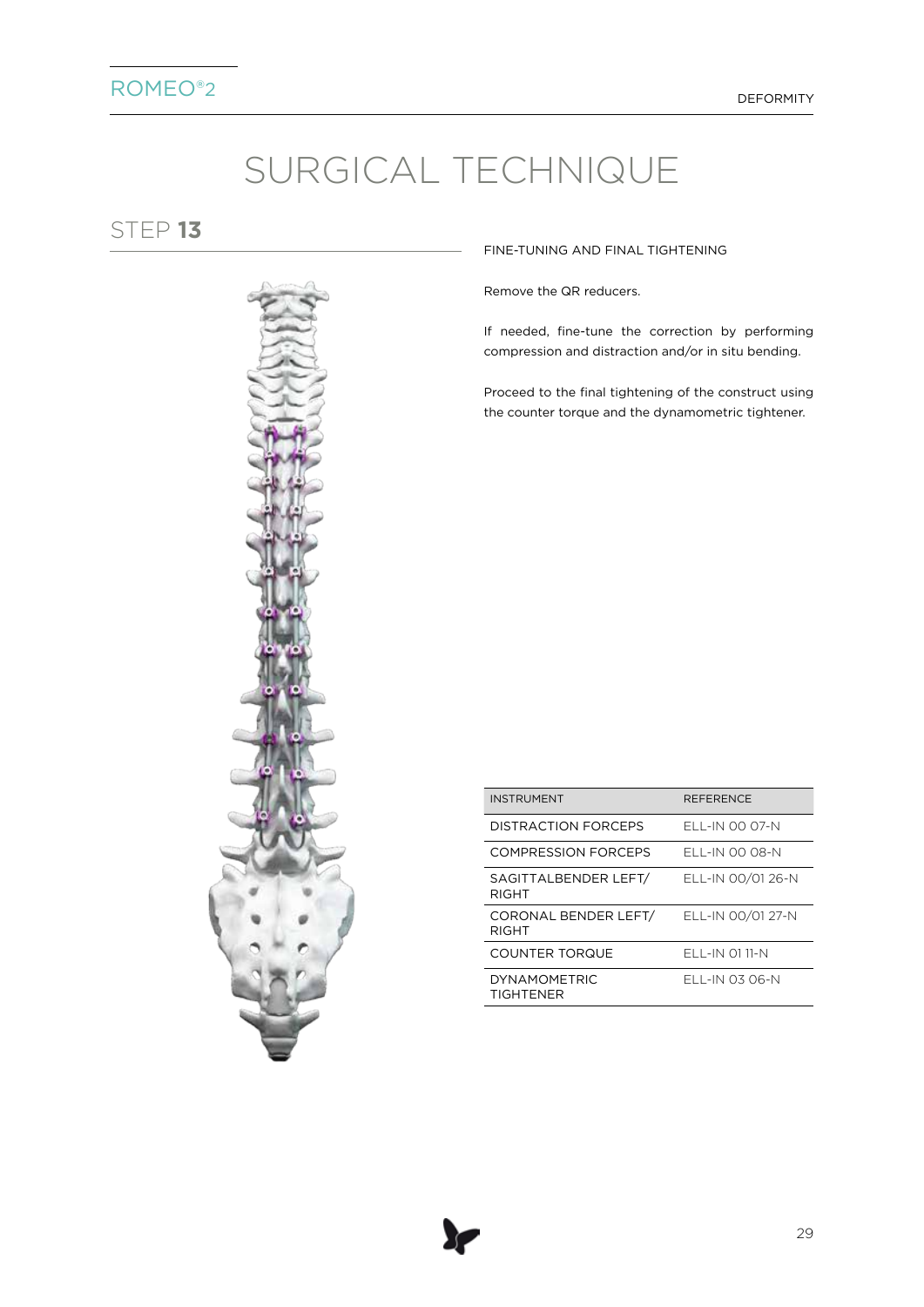# SURGICAL TECHNIQUE

## STEP 13

FINE-TUNING AND FINAL TIGHTENING

Remove the QR reducers.

If needed, fine-tune the correction by performing compression and distraction and/or in situ bending.

Proceed to the final tightening of the construct using the counter torque and the dynamometric tightener.

| INSTRUMENT | REFERENCE |
|---|---|
| DISTRACTION FORCEPS | ELL-IN 00 07-N |
| COMPRESSION FORCEPS | ELL-IN 00 08-N |
| SAGITTALBENDER LEFT/ RIGHT | ELL-IN 00/01 26-N |
| CORONAL BENDER LEFT/ RIGHT | ELL-IN 00/01 27-N |
| COUNTER TORQUE | ELL-IN 01 11-N |
| DYNAMOMETRIC TIGHTENER | ELL-IN 03 06-N |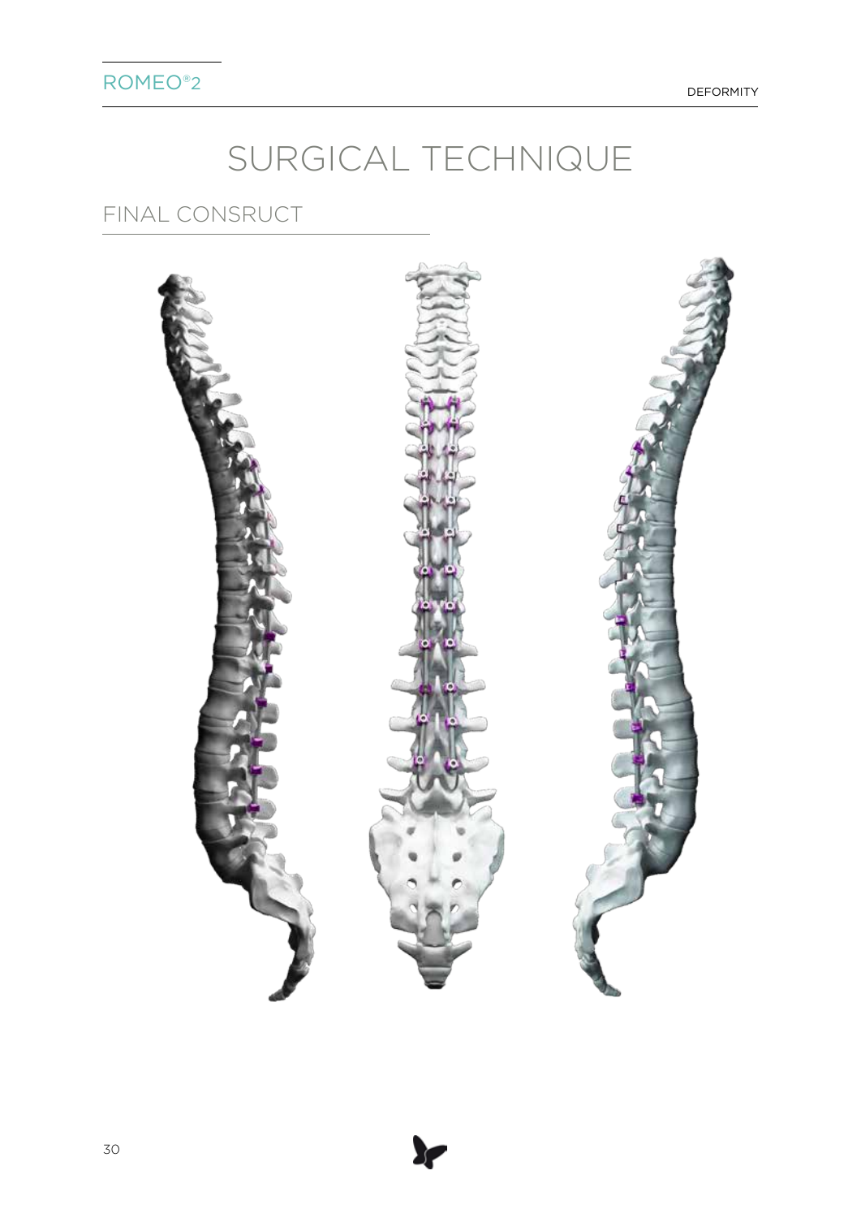# SURGICAL TECHNIQUE

## FINAL CONSRUCT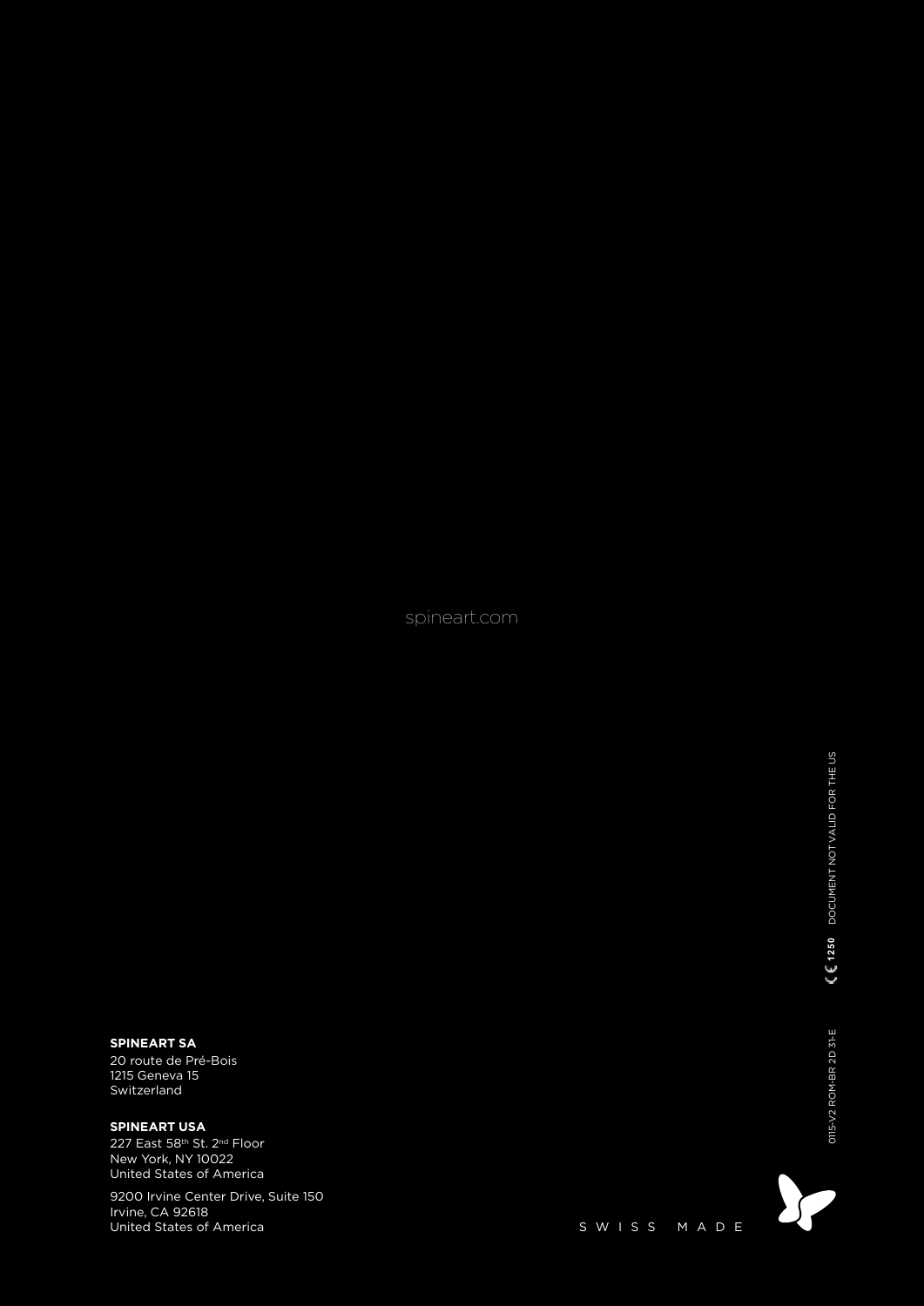spineart.com

**SPINEART SA**
20 route de Pré-Bois
1215 Geneva 15
Switzerland

**SPINEART USA**
227 East 58th St. 2nd Floor
New York, NY 10022
United States of America

9200 Irvine Center Drive, Suite 150
Irvine, CA 92618
United States of America

SWISS MADE

0115-V2 ROM-BR 2D 31-E

CE **1250** DOCUMENT NOT VALID FOR THE US